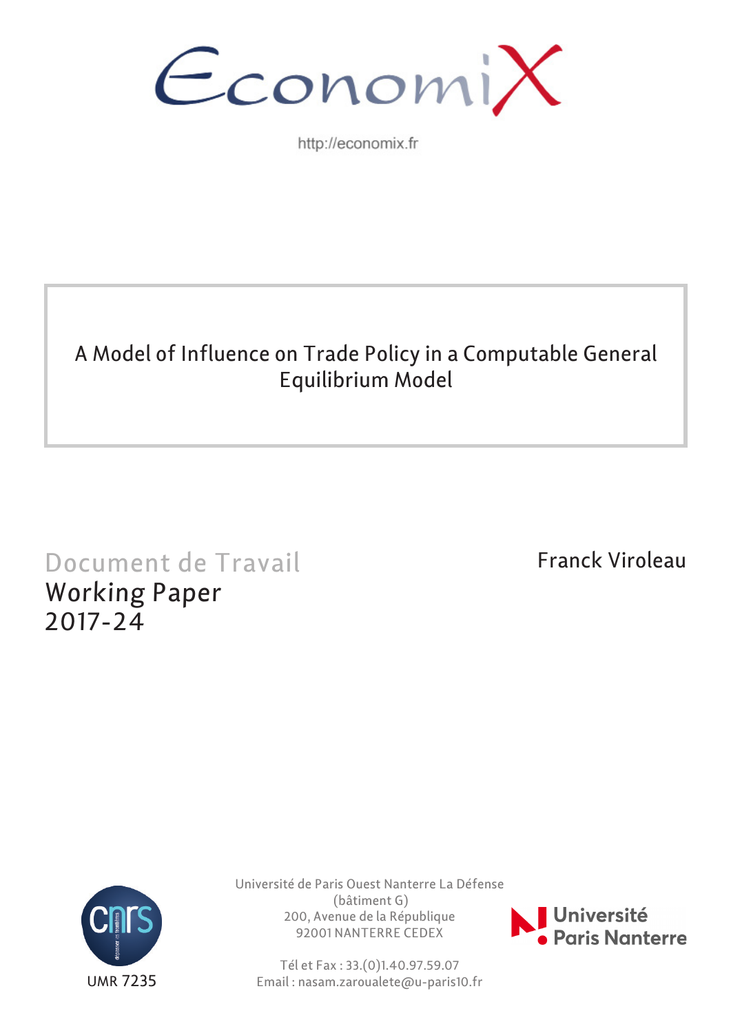EconomiX

http://economix.fr

# A Model of Influence on Trade Policy in a Computable General Equilibrium Model

Document de Travail
Working Paper
2017-24

Franck Viroleau

UMR 7235

Université de Paris Ouest Nanterre La Défense
(bâtiment G)
200, Avenue de la République
92001 NANTERRE CEDEX

Tél et Fax : 33.(0)1.40.97.59.07
Email : nasam.zaroualete@u-paris10.fr

Université Paris Nanterre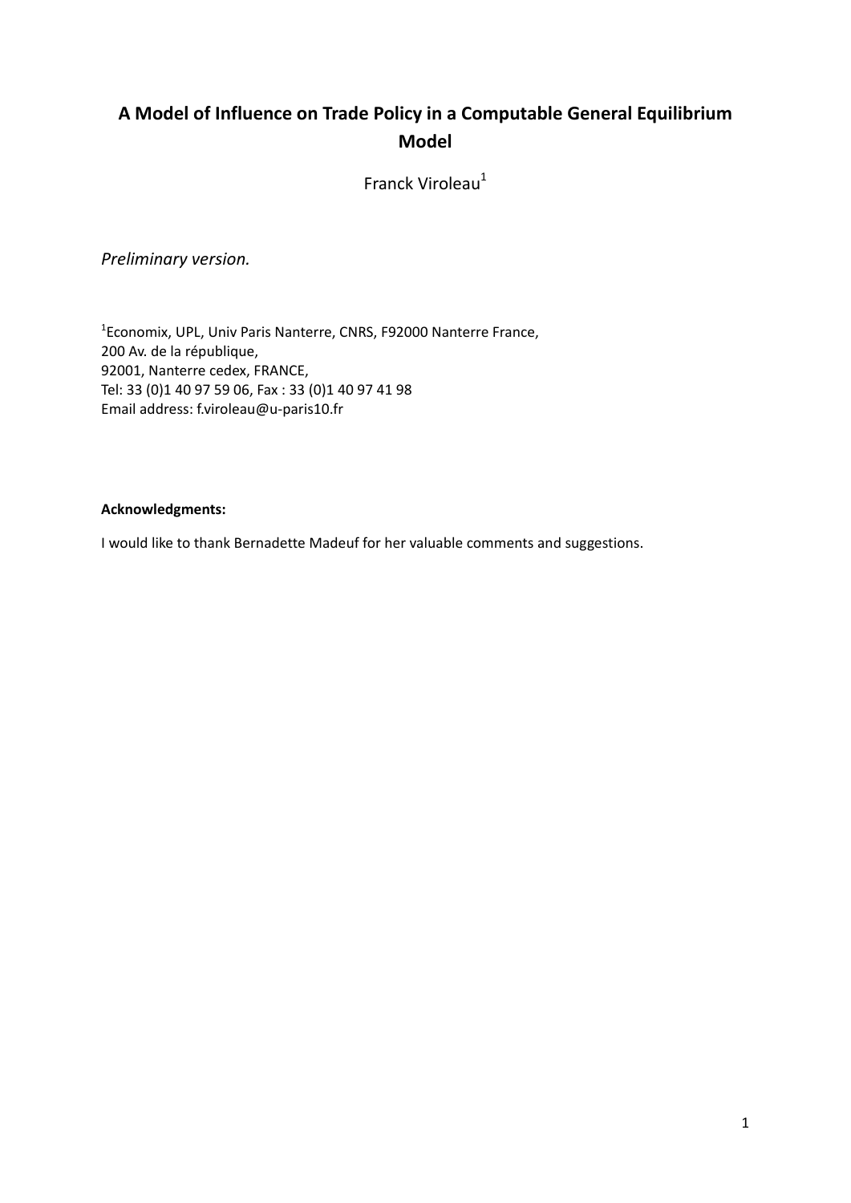# A Model of Influence on Trade Policy in a Computable General Equilibrium Model

Franck Viroleau[1]

*Preliminary version.*

[1]Economix, UPL, Univ Paris Nanterre, CNRS, F92000 Nanterre France,
200 Av. de la république,
92001, Nanterre cedex, FRANCE,
Tel: 33 (0)1 40 97 59 06, Fax : 33 (0)1 40 97 41 98
Email address: f.viroleau@u-paris10.fr

**Acknowledgments:**

I would like to thank Bernadette Madeuf for her valuable comments and suggestions.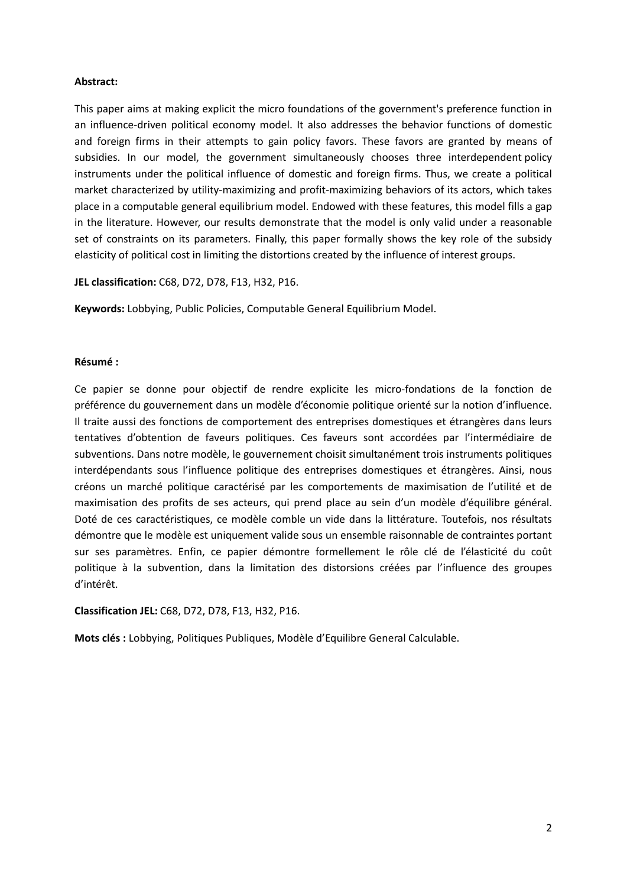**Abstract:**

This paper aims at making explicit the micro foundations of the government's preference function in an influence-driven political economy model. It also addresses the behavior functions of domestic and foreign firms in their attempts to gain policy favors. These favors are granted by means of subsidies. In our model, the government simultaneously chooses three interdependent policy instruments under the political influence of domestic and foreign firms. Thus, we create a political market characterized by utility-maximizing and profit-maximizing behaviors of its actors, which takes place in a computable general equilibrium model. Endowed with these features, this model fills a gap in the literature. However, our results demonstrate that the model is only valid under a reasonable set of constraints on its parameters. Finally, this paper formally shows the key role of the subsidy elasticity of political cost in limiting the distortions created by the influence of interest groups.

**JEL classification:** C68, D72, D78, F13, H32, P16.

**Keywords:** Lobbying, Public Policies, Computable General Equilibrium Model.

**Résumé :**

Ce papier se donne pour objectif de rendre explicite les micro-fondations de la fonction de préférence du gouvernement dans un modèle d'économie politique orienté sur la notion d'influence. Il traite aussi des fonctions de comportement des entreprises domestiques et étrangères dans leurs tentatives d'obtention de faveurs politiques. Ces faveurs sont accordées par l'intermédiaire de subventions. Dans notre modèle, le gouvernement choisit simultanément trois instruments politiques interdépendants sous l'influence politique des entreprises domestiques et étrangères. Ainsi, nous créons un marché politique caractérisé par les comportements de maximisation de l'utilité et de maximisation des profits de ses acteurs, qui prend place au sein d'un modèle d'équilibre général. Doté de ces caractéristiques, ce modèle comble un vide dans la littérature. Toutefois, nos résultats démontre que le modèle est uniquement valide sous un ensemble raisonnable de contraintes portant sur ses paramètres. Enfin, ce papier démontre formellement le rôle clé de l'élasticité du coût politique à la subvention, dans la limitation des distorsions créées par l'influence des groupes d'intérêt.

**Classification JEL:** C68, D72, D78, F13, H32, P16.

**Mots clés :** Lobbying, Politiques Publiques, Modèle d'Equilibre General Calculable.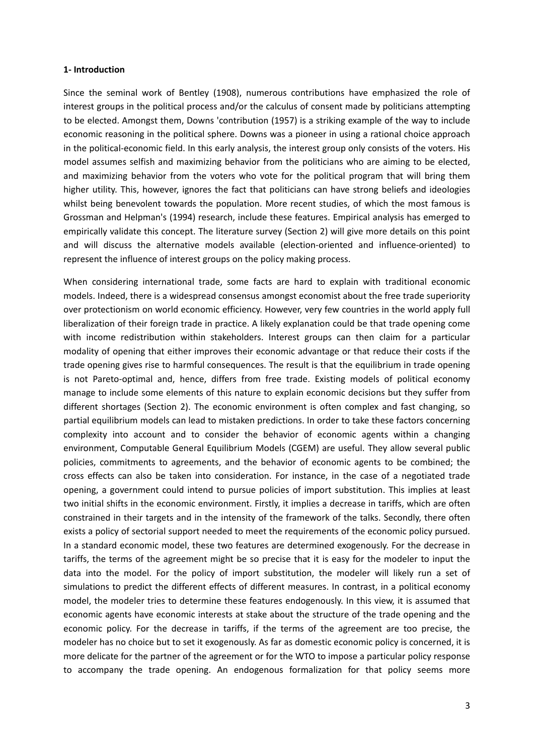**1- Introduction**

Since the seminal work of Bentley (1908), numerous contributions have emphasized the role of interest groups in the political process and/or the calculus of consent made by politicians attempting to be elected. Amongst them, Downs 'contribution (1957) is a striking example of the way to include economic reasoning in the political sphere. Downs was a pioneer in using a rational choice approach in the political-economic field. In this early analysis, the interest group only consists of the voters. His model assumes selfish and maximizing behavior from the politicians who are aiming to be elected, and maximizing behavior from the voters who vote for the political program that will bring them higher utility. This, however, ignores the fact that politicians can have strong beliefs and ideologies whilst being benevolent towards the population. More recent studies, of which the most famous is Grossman and Helpman's (1994) research, include these features. Empirical analysis has emerged to empirically validate this concept. The literature survey (Section 2) will give more details on this point and will discuss the alternative models available (election-oriented and influence-oriented) to represent the influence of interest groups on the policy making process.

When considering international trade, some facts are hard to explain with traditional economic models. Indeed, there is a widespread consensus amongst economist about the free trade superiority over protectionism on world economic efficiency. However, very few countries in the world apply full liberalization of their foreign trade in practice. A likely explanation could be that trade opening come with income redistribution within stakeholders. Interest groups can then claim for a particular modality of opening that either improves their economic advantage or that reduce their costs if the trade opening gives rise to harmful consequences. The result is that the equilibrium in trade opening is not Pareto-optimal and, hence, differs from free trade. Existing models of political economy manage to include some elements of this nature to explain economic decisions but they suffer from different shortages (Section 2). The economic environment is often complex and fast changing, so partial equilibrium models can lead to mistaken predictions. In order to take these factors concerning complexity into account and to consider the behavior of economic agents within a changing environment, Computable General Equilibrium Models (CGEM) are useful. They allow several public policies, commitments to agreements, and the behavior of economic agents to be combined; the cross effects can also be taken into consideration. For instance, in the case of a negotiated trade opening, a government could intend to pursue policies of import substitution. This implies at least two initial shifts in the economic environment. Firstly, it implies a decrease in tariffs, which are often constrained in their targets and in the intensity of the framework of the talks. Secondly, there often exists a policy of sectorial support needed to meet the requirements of the economic policy pursued. In a standard economic model, these two features are determined exogenously. For the decrease in tariffs, the terms of the agreement might be so precise that it is easy for the modeler to input the data into the model. For the policy of import substitution, the modeler will likely run a set of simulations to predict the different effects of different measures. In contrast, in a political economy model, the modeler tries to determine these features endogenously. In this view, it is assumed that economic agents have economic interests at stake about the structure of the trade opening and the economic policy. For the decrease in tariffs, if the terms of the agreement are too precise, the modeler has no choice but to set it exogenously. As far as domestic economic policy is concerned, it is more delicate for the partner of the agreement or for the WTO to impose a particular policy response to accompany the trade opening. An endogenous formalization for that policy seems more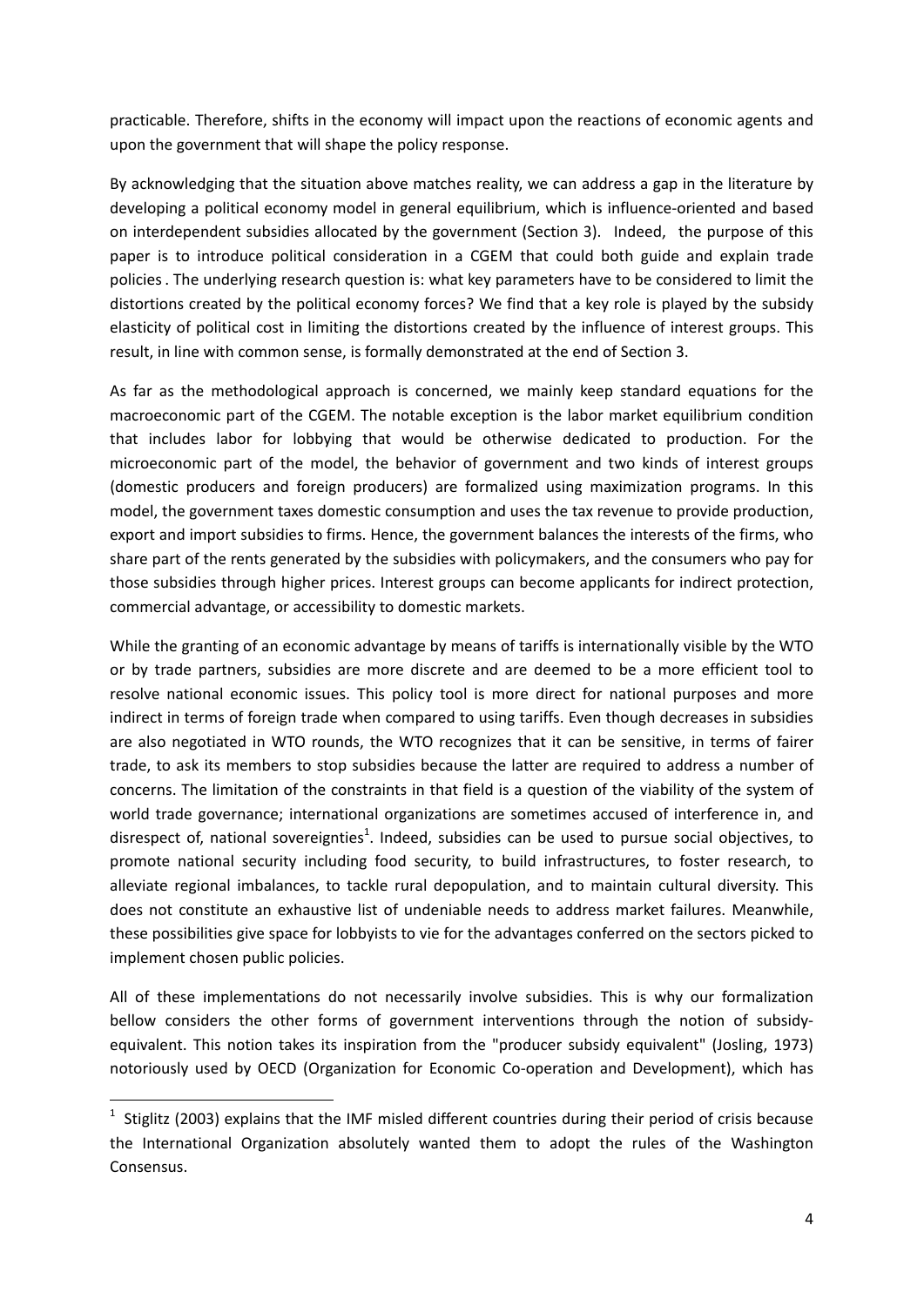practicable. Therefore, shifts in the economy will impact upon the reactions of economic agents and upon the government that will shape the policy response.

By acknowledging that the situation above matches reality, we can address a gap in the literature by developing a political economy model in general equilibrium, which is influence-oriented and based on interdependent subsidies allocated by the government (Section 3). Indeed, the purpose of this paper is to introduce political consideration in a CGEM that could both guide and explain trade policies . The underlying research question is: what key parameters have to be considered to limit the distortions created by the political economy forces? We find that a key role is played by the subsidy elasticity of political cost in limiting the distortions created by the influence of interest groups. This result, in line with common sense, is formally demonstrated at the end of Section 3.

As far as the methodological approach is concerned, we mainly keep standard equations for the macroeconomic part of the CGEM. The notable exception is the labor market equilibrium condition that includes labor for lobbying that would be otherwise dedicated to production. For the microeconomic part of the model, the behavior of government and two kinds of interest groups (domestic producers and foreign producers) are formalized using maximization programs. In this model, the government taxes domestic consumption and uses the tax revenue to provide production, export and import subsidies to firms. Hence, the government balances the interests of the firms, who share part of the rents generated by the subsidies with policymakers, and the consumers who pay for those subsidies through higher prices. Interest groups can become applicants for indirect protection, commercial advantage, or accessibility to domestic markets.

While the granting of an economic advantage by means of tariffs is internationally visible by the WTO or by trade partners, subsidies are more discrete and are deemed to be a more efficient tool to resolve national economic issues. This policy tool is more direct for national purposes and more indirect in terms of foreign trade when compared to using tariffs. Even though decreases in subsidies are also negotiated in WTO rounds, the WTO recognizes that it can be sensitive, in terms of fairer trade, to ask its members to stop subsidies because the latter are required to address a number of concerns. The limitation of the constraints in that field is a question of the viability of the system of world trade governance; international organizations are sometimes accused of interference in, and disrespect of, national sovereignties[1]. Indeed, subsidies can be used to pursue social objectives, to promote national security including food security, to build infrastructures, to foster research, to alleviate regional imbalances, to tackle rural depopulation, and to maintain cultural diversity. This does not constitute an exhaustive list of undeniable needs to address market failures. Meanwhile, these possibilities give space for lobbyists to vie for the advantages conferred on the sectors picked to implement chosen public policies.

All of these implementations do not necessarily involve subsidies. This is why our formalization bellow considers the other forms of government interventions through the notion of subsidy-equivalent. This notion takes its inspiration from the "producer subsidy equivalent" (Josling, 1973) notoriously used by OECD (Organization for Economic Co-operation and Development), which has

[1] Stiglitz (2003) explains that the IMF misled different countries during their period of crisis because the International Organization absolutely wanted them to adopt the rules of the Washington Consensus.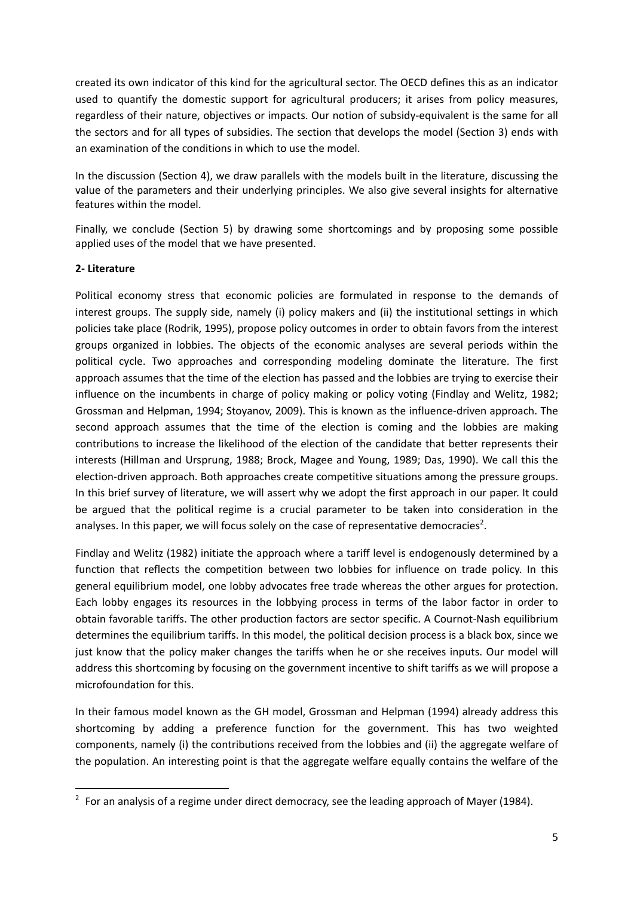created its own indicator of this kind for the agricultural sector. The OECD defines this as an indicator used to quantify the domestic support for agricultural producers; it arises from policy measures, regardless of their nature, objectives or impacts. Our notion of subsidy-equivalent is the same for all the sectors and for all types of subsidies. The section that develops the model (Section 3) ends with an examination of the conditions in which to use the model.

In the discussion (Section 4), we draw parallels with the models built in the literature, discussing the value of the parameters and their underlying principles. We also give several insights for alternative features within the model.

Finally, we conclude (Section 5) by drawing some shortcomings and by proposing some possible applied uses of the model that we have presented.

## 2- Literature

Political economy stress that economic policies are formulated in response to the demands of interest groups. The supply side, namely (i) policy makers and (ii) the institutional settings in which policies take place (Rodrik, 1995), propose policy outcomes in order to obtain favors from the interest groups organized in lobbies. The objects of the economic analyses are several periods within the political cycle. Two approaches and corresponding modeling dominate the literature. The first approach assumes that the time of the election has passed and the lobbies are trying to exercise their influence on the incumbents in charge of policy making or policy voting (Findlay and Welitz, 1982; Grossman and Helpman, 1994; Stoyanov, 2009). This is known as the influence-driven approach. The second approach assumes that the time of the election is coming and the lobbies are making contributions to increase the likelihood of the election of the candidate that better represents their interests (Hillman and Ursprung, 1988; Brock, Magee and Young, 1989; Das, 1990). We call this the election-driven approach. Both approaches create competitive situations among the pressure groups. In this brief survey of literature, we will assert why we adopt the first approach in our paper. It could be argued that the political regime is a crucial parameter to be taken into consideration in the analyses. In this paper, we will focus solely on the case of representative democracies[2].

Findlay and Welitz (1982) initiate the approach where a tariff level is endogenously determined by a function that reflects the competition between two lobbies for influence on trade policy. In this general equilibrium model, one lobby advocates free trade whereas the other argues for protection. Each lobby engages its resources in the lobbying process in terms of the labor factor in order to obtain favorable tariffs. The other production factors are sector specific. A Cournot-Nash equilibrium determines the equilibrium tariffs. In this model, the political decision process is a black box, since we just know that the policy maker changes the tariffs when he or she receives inputs. Our model will address this shortcoming by focusing on the government incentive to shift tariffs as we will propose a microfoundation for this.

In their famous model known as the GH model, Grossman and Helpman (1994) already address this shortcoming by adding a preference function for the government. This has two weighted components, namely (i) the contributions received from the lobbies and (ii) the aggregate welfare of the population. An interesting point is that the aggregate welfare equally contains the welfare of the

[2] For an analysis of a regime under direct democracy, see the leading approach of Mayer (1984).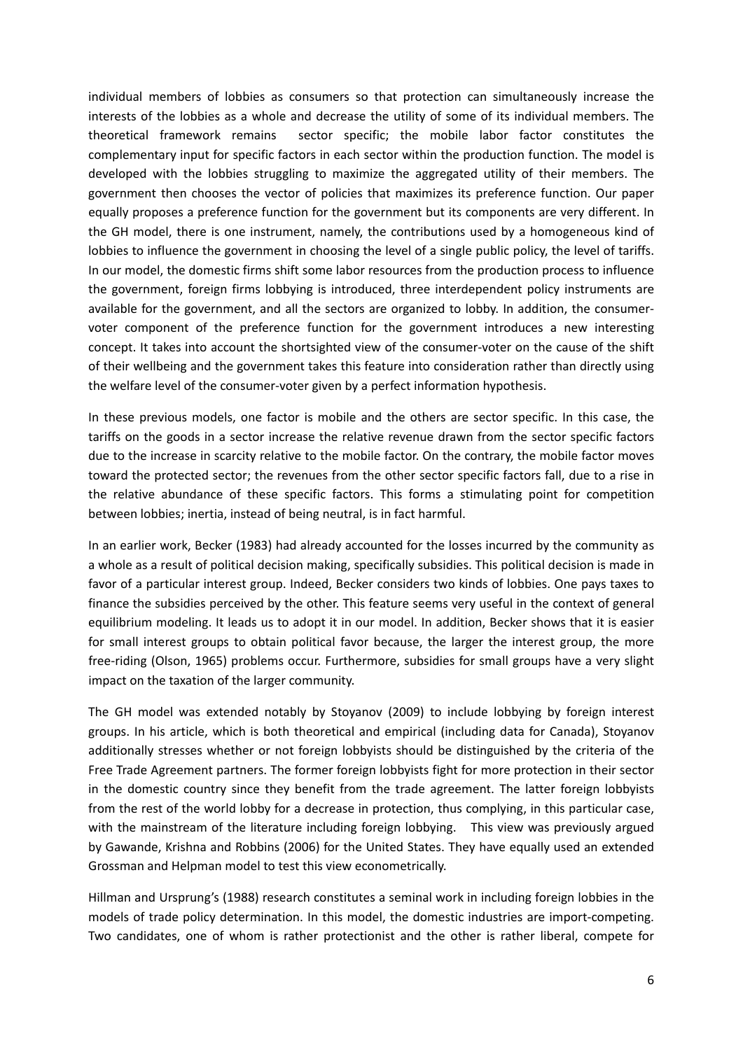individual members of lobbies as consumers so that protection can simultaneously increase the interests of the lobbies as a whole and decrease the utility of some of its individual members. The theoretical framework remains sector specific; the mobile labor factor constitutes the complementary input for specific factors in each sector within the production function. The model is developed with the lobbies struggling to maximize the aggregated utility of their members. The government then chooses the vector of policies that maximizes its preference function. Our paper equally proposes a preference function for the government but its components are very different. In the GH model, there is one instrument, namely, the contributions used by a homogeneous kind of lobbies to influence the government in choosing the level of a single public policy, the level of tariffs. In our model, the domestic firms shift some labor resources from the production process to influence the government, foreign firms lobbying is introduced, three interdependent policy instruments are available for the government, and all the sectors are organized to lobby. In addition, the consumer-voter component of the preference function for the government introduces a new interesting concept. It takes into account the shortsighted view of the consumer-voter on the cause of the shift of their wellbeing and the government takes this feature into consideration rather than directly using the welfare level of the consumer-voter given by a perfect information hypothesis.

In these previous models, one factor is mobile and the others are sector specific. In this case, the tariffs on the goods in a sector increase the relative revenue drawn from the sector specific factors due to the increase in scarcity relative to the mobile factor. On the contrary, the mobile factor moves toward the protected sector; the revenues from the other sector specific factors fall, due to a rise in the relative abundance of these specific factors. This forms a stimulating point for competition between lobbies; inertia, instead of being neutral, is in fact harmful.

In an earlier work, Becker (1983) had already accounted for the losses incurred by the community as a whole as a result of political decision making, specifically subsidies. This political decision is made in favor of a particular interest group. Indeed, Becker considers two kinds of lobbies. One pays taxes to finance the subsidies perceived by the other. This feature seems very useful in the context of general equilibrium modeling. It leads us to adopt it in our model. In addition, Becker shows that it is easier for small interest groups to obtain political favor because, the larger the interest group, the more free-riding (Olson, 1965) problems occur. Furthermore, subsidies for small groups have a very slight impact on the taxation of the larger community.

The GH model was extended notably by Stoyanov (2009) to include lobbying by foreign interest groups. In his article, which is both theoretical and empirical (including data for Canada), Stoyanov additionally stresses whether or not foreign lobbyists should be distinguished by the criteria of the Free Trade Agreement partners. The former foreign lobbyists fight for more protection in their sector in the domestic country since they benefit from the trade agreement. The latter foreign lobbyists from the rest of the world lobby for a decrease in protection, thus complying, in this particular case, with the mainstream of the literature including foreign lobbying. This view was previously argued by Gawande, Krishna and Robbins (2006) for the United States. They have equally used an extended Grossman and Helpman model to test this view econometrically.

Hillman and Ursprung's (1988) research constitutes a seminal work in including foreign lobbies in the models of trade policy determination. In this model, the domestic industries are import-competing. Two candidates, one of whom is rather protectionist and the other is rather liberal, compete for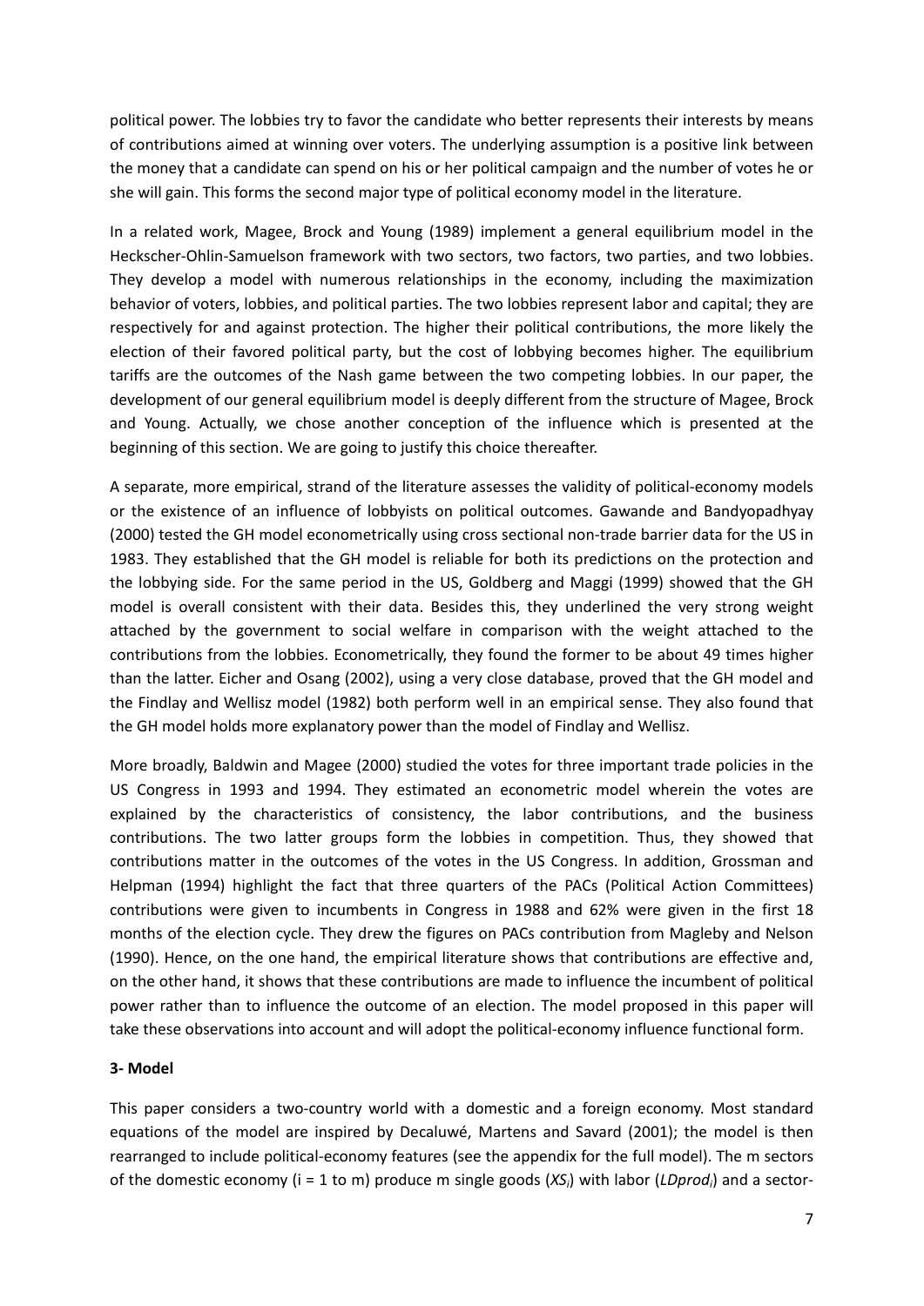political power. The lobbies try to favor the candidate who better represents their interests by means of contributions aimed at winning over voters. The underlying assumption is a positive link between the money that a candidate can spend on his or her political campaign and the number of votes he or she will gain. This forms the second major type of political economy model in the literature.

In a related work, Magee, Brock and Young (1989) implement a general equilibrium model in the Heckscher-Ohlin-Samuelson framework with two sectors, two factors, two parties, and two lobbies. They develop a model with numerous relationships in the economy, including the maximization behavior of voters, lobbies, and political parties. The two lobbies represent labor and capital; they are respectively for and against protection. The higher their political contributions, the more likely the election of their favored political party, but the cost of lobbying becomes higher. The equilibrium tariffs are the outcomes of the Nash game between the two competing lobbies. In our paper, the development of our general equilibrium model is deeply different from the structure of Magee, Brock and Young. Actually, we chose another conception of the influence which is presented at the beginning of this section. We are going to justify this choice thereafter.

A separate, more empirical, strand of the literature assesses the validity of political-economy models or the existence of an influence of lobbyists on political outcomes. Gawande and Bandyopadhyay (2000) tested the GH model econometrically using cross sectional non-trade barrier data for the US in 1983. They established that the GH model is reliable for both its predictions on the protection and the lobbying side. For the same period in the US, Goldberg and Maggi (1999) showed that the GH model is overall consistent with their data. Besides this, they underlined the very strong weight attached by the government to social welfare in comparison with the weight attached to the contributions from the lobbies. Econometrically, they found the former to be about 49 times higher than the latter. Eicher and Osang (2002), using a very close database, proved that the GH model and the Findlay and Wellisz model (1982) both perform well in an empirical sense. They also found that the GH model holds more explanatory power than the model of Findlay and Wellisz.

More broadly, Baldwin and Magee (2000) studied the votes for three important trade policies in the US Congress in 1993 and 1994. They estimated an econometric model wherein the votes are explained by the characteristics of consistency, the labor contributions, and the business contributions. The two latter groups form the lobbies in competition. Thus, they showed that contributions matter in the outcomes of the votes in the US Congress. In addition, Grossman and Helpman (1994) highlight the fact that three quarters of the PACs (Political Action Committees) contributions were given to incumbents in Congress in 1988 and 62% were given in the first 18 months of the election cycle. They drew the figures on PACs contribution from Magleby and Nelson (1990). Hence, on the one hand, the empirical literature shows that contributions are effective and, on the other hand, it shows that these contributions are made to influence the incumbent of political power rather than to influence the outcome of an election. The model proposed in this paper will take these observations into account and will adopt the political-economy influence functional form.

## 3- Model

This paper considers a two-country world with a domestic and a foreign economy. Most standard equations of the model are inspired by Decaluwé, Martens and Savard (2001); the model is then rearranged to include political-economy features (see the appendix for the full model). The m sectors of the domestic economy (i = 1 to m) produce m single goods ($XS_i$) with labor ($LDprod_i$) and a sector-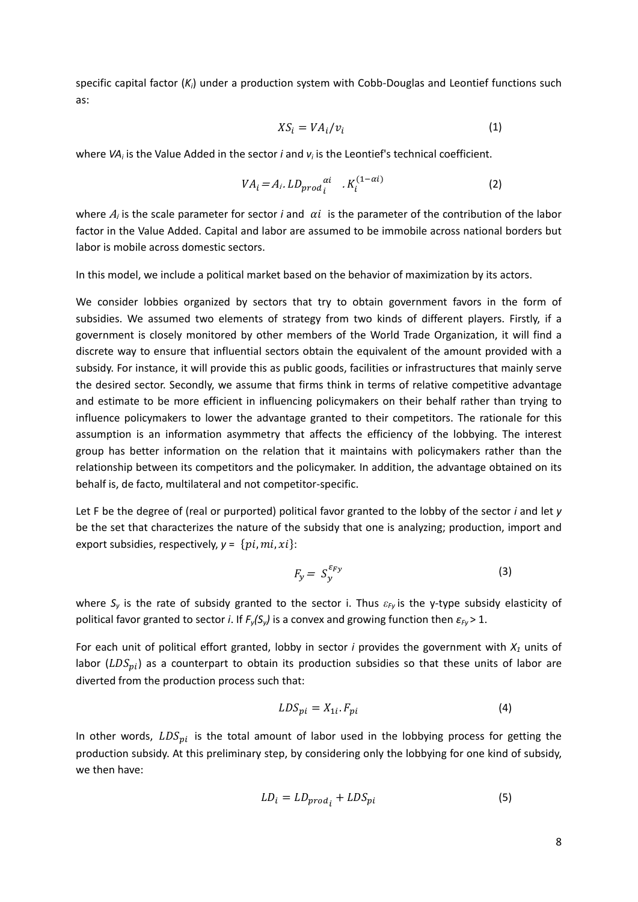specific capital factor ($K_i$) under a production system with Cobb-Douglas and Leontief functions such as:

$$XS_i = VA_i / v_i \tag{1}$$

where $VA_i$ is the Value Added in the sector *i* and $v_i$ is the Leontief's technical coefficient.

$$VA_i = A_i . LD_{prod_i}^{\alpha i} . K_i^{(1-\alpha i)} \tag{2}$$

where $A_i$ is the scale parameter for sector *i* and $\alpha i$ is the parameter of the contribution of the labor factor in the Value Added. Capital and labor are assumed to be immobile across national borders but labor is mobile across domestic sectors.

In this model, we include a political market based on the behavior of maximization by its actors.

We consider lobbies organized by sectors that try to obtain government favors in the form of subsidies. We assumed two elements of strategy from two kinds of different players. Firstly, if a government is closely monitored by other members of the World Trade Organization, it will find a discrete way to ensure that influential sectors obtain the equivalent of the amount provided with a subsidy. For instance, it will provide this as public goods, facilities or infrastructures that mainly serve the desired sector. Secondly, we assume that firms think in terms of relative competitive advantage and estimate to be more efficient in influencing policymakers on their behalf rather than trying to influence policymakers to lower the advantage granted to their competitors. The rationale for this assumption is an information asymmetry that affects the efficiency of the lobbying. The interest group has better information on the relation that it maintains with policymakers rather than the relationship between its competitors and the policymaker. In addition, the advantage obtained on its behalf is, de facto, multilateral and not competitor-specific.

Let F be the degree of (real or purported) political favor granted to the lobby of the sector *i* and let *y* be the set that characterizes the nature of the subsidy that one is analyzing; production, import and export subsidies, respectively, $y = \{pi, mi, xi\}$:

$$F_y = S_y^{\varepsilon_{Fy}} \tag{3}$$

where $S_y$ is the rate of subsidy granted to the sector i. Thus $\varepsilon_{Fy}$ is the y-type subsidy elasticity of political favor granted to sector *i*. If $F_y(S_y)$ is a convex and growing function then $\varepsilon_{Fy} > 1$.

For each unit of political effort granted, lobby in sector *i* provides the government with $X_1$ units of labor ($LDS_{pi}$) as a counterpart to obtain its production subsidies so that these units of labor are diverted from the production process such that:

$$LDS_{pi} = X_{1i} . F_{pi} \tag{4}$$

In other words, $LDS_{pi}$ is the total amount of labor used in the lobbying process for getting the production subsidy. At this preliminary step, by considering only the lobbying for one kind of subsidy, we then have:

$$LD_i = LD_{prod_i} + LDS_{pi} \tag{5}$$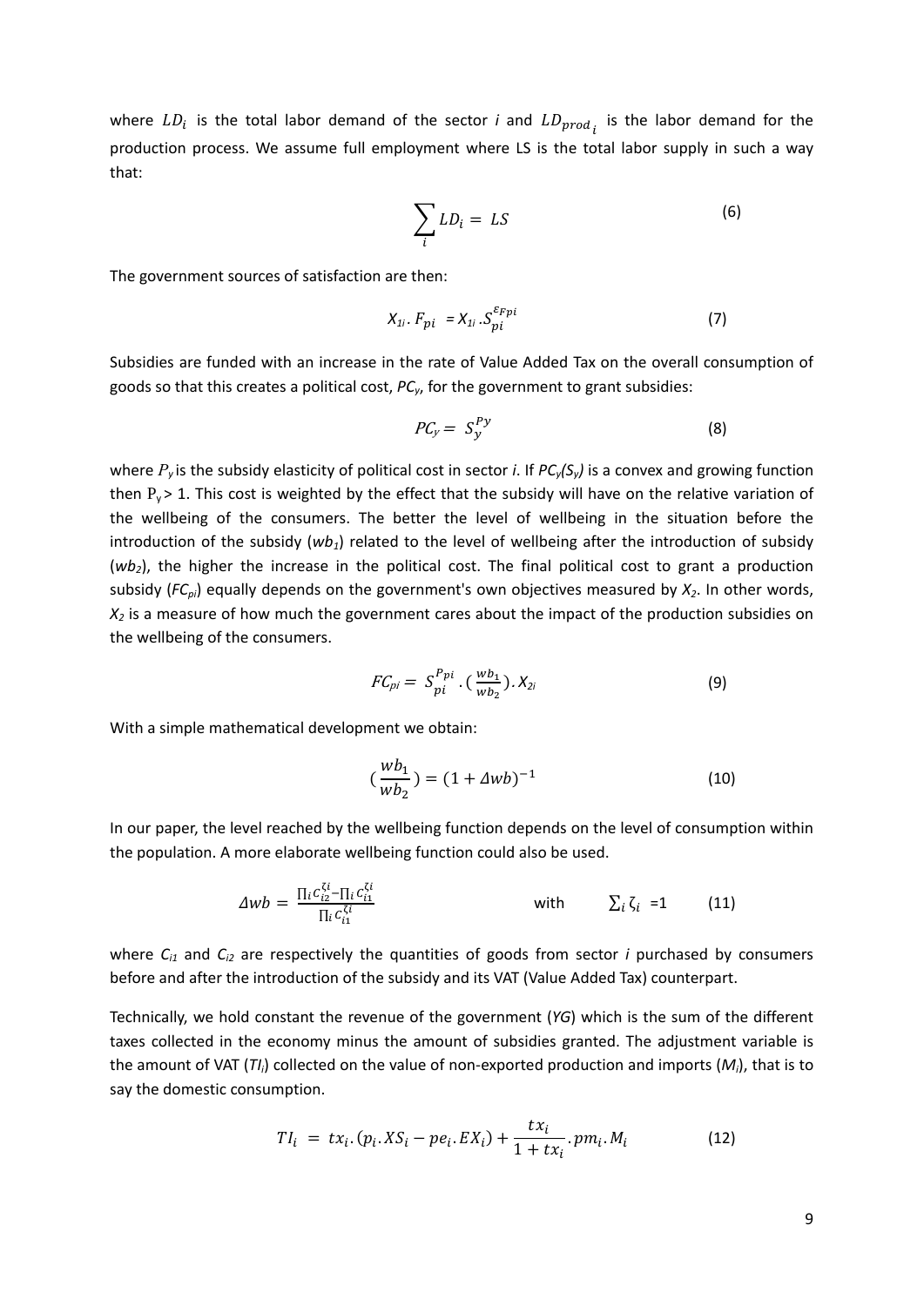where $LD_i$ is the total labor demand of the sector *i* and $LD_{prod_i}$ is the labor demand for the production process. We assume full employment where LS is the total labor supply in such a way that:

$$\sum_i LD_i = LS \tag{6}$$

The government sources of satisfaction are then:

$$X_{1i}.\, F_{pi} = X_{1i}.\, S_{pi}^{\varepsilon_{Fpi}} \tag{7}$$

Subsidies are funded with an increase in the rate of Value Added Tax on the overall consumption of goods so that this creates a political cost, $PC_y$, for the government to grant subsidies:

$$PC_y = S_y^{Py} \tag{8}$$

where $P_y$ is the subsidy elasticity of political cost in sector *i*. If $PC_y(S_y)$ is a convex and growing function then $P_y > 1$. This cost is weighted by the effect that the subsidy will have on the relative variation of the wellbeing of the consumers. The better the level of wellbeing in the situation before the introduction of the subsidy ($wb_1$) related to the level of wellbeing after the introduction of subsidy ($wb_2$), the higher the increase in the political cost. The final political cost to grant a production subsidy ($FC_{pi}$) equally depends on the government's own objectives measured by $X_2$. In other words, $X_2$ is a measure of how much the government cares about the impact of the production subsidies on the wellbeing of the consumers.

$$FC_{pi} = S_{pi}^{P_{pi}}.\left(\frac{wb_1}{wb_2}\right).X_{2i} \tag{9}$$

With a simple mathematical development we obtain:

$$\left(\frac{wb_1}{wb_2}\right) = (1 + \Delta wb)^{-1} \tag{10}$$

In our paper, the level reached by the wellbeing function depends on the level of consumption within the population. A more elaborate wellbeing function could also be used.

$$\Delta wb = \frac{\prod_i C_{i2}^{\zeta_i} - \prod_i C_{i1}^{\zeta_i}}{\prod_i C_{i1}^{\zeta_i}} \qquad \text{with} \qquad \sum_i \zeta_i = 1 \tag{11}$$

where $C_{i1}$ and $C_{i2}$ are respectively the quantities of goods from sector *i* purchased by consumers before and after the introduction of the subsidy and its VAT (Value Added Tax) counterpart.

Technically, we hold constant the revenue of the government (*YG*) which is the sum of the different taxes collected in the economy minus the amount of subsidies granted. The adjustment variable is the amount of VAT ($TI_i$) collected on the value of non-exported production and imports ($M_i$), that is to say the domestic consumption.

$$TI_i = tx_i.(p_i.XS_i - pe_i.EX_i) + \frac{tx_i}{1 + tx_i}.pm_i.M_i \tag{12}$$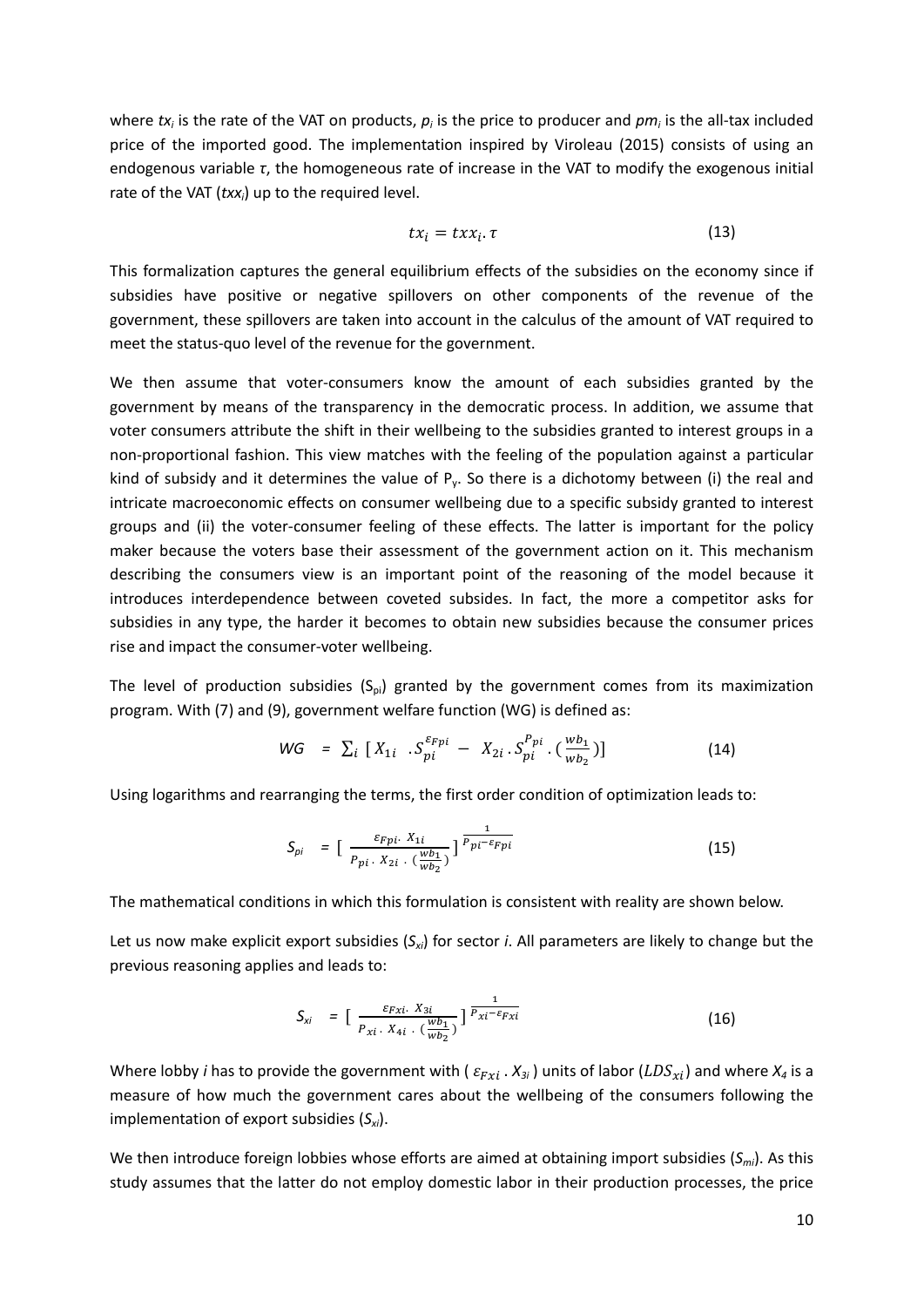where $tx_i$ is the rate of the VAT on products, $p_i$ is the price to producer and $pm_i$ is the all-tax included price of the imported good. The implementation inspired by Viroleau (2015) consists of using an endogenous variable $\tau$, the homogeneous rate of increase in the VAT to modify the exogenous initial rate of the VAT ($txx_i$) up to the required level.

$$tx_i = txx_i . \tau \tag{13}$$

This formalization captures the general equilibrium effects of the subsidies on the economy since if subsidies have positive or negative spillovers on other components of the revenue of the government, these spillovers are taken into account in the calculus of the amount of VAT required to meet the status-quo level of the revenue for the government.

We then assume that voter-consumers know the amount of each subsidies granted by the government by means of the transparency in the democratic process. In addition, we assume that voter consumers attribute the shift in their wellbeing to the subsidies granted to interest groups in a non-proportional fashion. This view matches with the feeling of the population against a particular kind of subsidy and it determines the value of $P_y$. So there is a dichotomy between (i) the real and intricate macroeconomic effects on consumer wellbeing due to a specific subsidy granted to interest groups and (ii) the voter-consumer feeling of these effects. The latter is important for the policy maker because the voters base their assessment of the government action on it. This mechanism describing the consumers view is an important point of the reasoning of the model because it introduces interdependence between coveted subsides. In fact, the more a competitor asks for subsidies in any type, the harder it becomes to obtain new subsidies because the consumer prices rise and impact the consumer-voter wellbeing.

The level of production subsidies ($S_{pi}$) granted by the government comes from its maximization program. With (7) and (9), government welfare function (WG) is defined as:

$$WG = \sum_i \left[ X_{1i} \, . S_{pi}^{\varepsilon_{Fpi}} - X_{2i} \, . S_{pi}^{P_{pi}} \, . \left(\frac{wb_1}{wb_2}\right) \right] \tag{14}$$

Using logarithms and rearranging the terms, the first order condition of optimization leads to:

$$S_{pi} = \left[ \frac{\varepsilon_{Fpi} . \, X_{1i}}{P_{pi} \, . \, X_{2i} \, . \, \left(\frac{wb_1}{wb_2}\right)} \right]^{\frac{1}{P_{pi} - \varepsilon_{Fpi}}} \tag{15}$$

The mathematical conditions in which this formulation is consistent with reality are shown below.

Let us now make explicit export subsidies ($S_{xi}$) for sector *i*. All parameters are likely to change but the previous reasoning applies and leads to:

$$S_{xi} = \left[ \frac{\varepsilon_{Fxi} . \, X_{3i}}{P_{xi} \, . \, X_{4i} \, . \, \left(\frac{wb_1}{wb_2}\right)} \right]^{\frac{1}{P_{xi} - \varepsilon_{Fxi}}} \tag{16}$$

Where lobby *i* has to provide the government with ( $\varepsilon_{Fxi} \, . \, X_{3i}$ ) units of labor ($LDS_{xi}$) and where $X_4$ is a measure of how much the government cares about the wellbeing of the consumers following the implementation of export subsidies ($S_{xi}$).

We then introduce foreign lobbies whose efforts are aimed at obtaining import subsidies ($S_{mi}$). As this study assumes that the latter do not employ domestic labor in their production processes, the price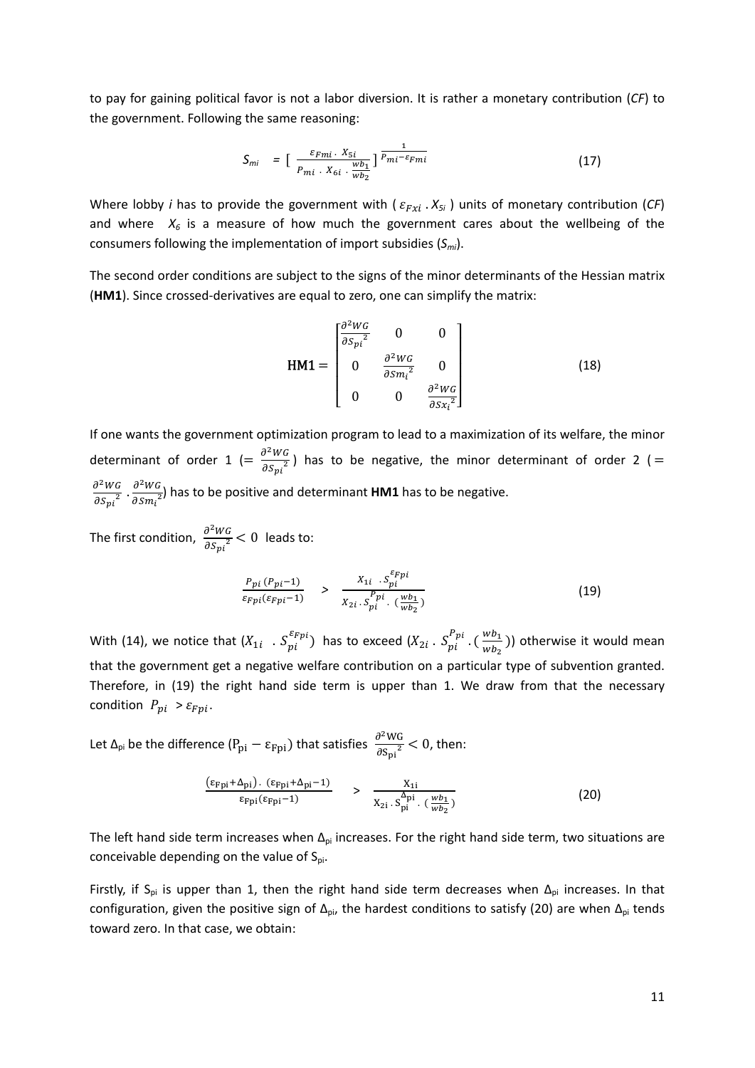to pay for gaining political favor is not a labor diversion. It is rather a monetary contribution (*CF*) to the government. Following the same reasoning:

$$S_{mi} \;\; = \left[ \frac{\varepsilon_{Fmi} \cdot X_{5i}}{P_{mi} \cdot X_{6i} \cdot \frac{wb_1}{wb_2}} \right]^{\frac{1}{P_{mi} - \varepsilon_{Fmi}}} \tag{17}$$

Where lobby *i* has to provide the government with ( $\varepsilon_{Fxi} \cdot X_{5i}$ ) units of monetary contribution (*CF*) and where $X_6$ is a measure of how much the government cares about the wellbeing of the consumers following the implementation of import subsidies ($S_{mi}$).

The second order conditions are subject to the signs of the minor determinants of the Hessian matrix (**HM1**). Since crossed-derivatives are equal to zero, one can simplify the matrix:

$$\mathbf{HM1} = \begin{bmatrix} \frac{\partial^2 WG}{\partial {S_{pi}}^2} & 0 & 0 \\ 0 & \frac{\partial^2 WG}{\partial {Sm_i}^2} & 0 \\ 0 & 0 & \frac{\partial^2 WG}{\partial {Sx_i}^2} \end{bmatrix} \tag{18}$$

If one wants the government optimization program to lead to a maximization of its welfare, the minor determinant of order 1 ($= \frac{\partial^2 WG}{\partial {S_{pi}}^2}$) has to be negative, the minor determinant of order 2 ($= \frac{\partial^2 WG}{\partial {S_{pi}}^2} \cdot \frac{\partial^2 WG}{\partial {Sm_i}^2}$) has to be positive and determinant **HM1** has to be negative.

The first condition, $\frac{\partial^2 WG}{\partial {S_{pi}}^2} < 0$ leads to:

$$\frac{P_{pi}\,(P_{pi}-1)}{\varepsilon_{Fpi}(\varepsilon_{Fpi}-1)} \quad > \quad \frac{X_{1i} \;\cdot S_{pi}^{\varepsilon_{Fpi}}}{X_{2i} \cdot S_{pi}^{P_{pi}} \cdot \left(\frac{wb_1}{wb_2}\right)} \tag{19}$$

With (14), we notice that ($X_{1i} \;\cdot S_{pi}^{\varepsilon_{Fpi}}$) has to exceed ($X_{2i} \cdot S_{pi}^{P_{pi}} \cdot (\frac{wb_1}{wb_2})$) otherwise it would mean that the government get a negative welfare contribution on a particular type of subvention granted. Therefore, in (19) the right hand side term is upper than 1. We draw from that the necessary condition $P_{pi} > \varepsilon_{Fpi}$.

Let $\Delta_{pi}$ be the difference ($P_{pi} - \varepsilon_{Fpi}$) that satisfies $\frac{\partial^2 WG}{\partial {S_{pi}}^2} < 0$, then:

$$\frac{(\varepsilon_{Fpi}+\Delta_{pi}) \cdot (\varepsilon_{Fpi}+\Delta_{pi}-1)}{\varepsilon_{Fpi}(\varepsilon_{Fpi}-1)} \quad > \quad \frac{X_{1i}}{X_{2i} \cdot S_{pi}^{\Delta_{pi}} \cdot \left(\frac{wb_1}{wb_2}\right)} \tag{20}$$

The left hand side term increases when $\Delta_{pi}$ increases. For the right hand side term, two situations are conceivable depending on the value of $S_{pi}$.

Firstly, if $S_{pi}$ is upper than 1, then the right hand side term decreases when $\Delta_{pi}$ increases. In that configuration, given the positive sign of $\Delta_{pi}$, the hardest conditions to satisfy (20) are when $\Delta_{pi}$ tends toward zero. In that case, we obtain: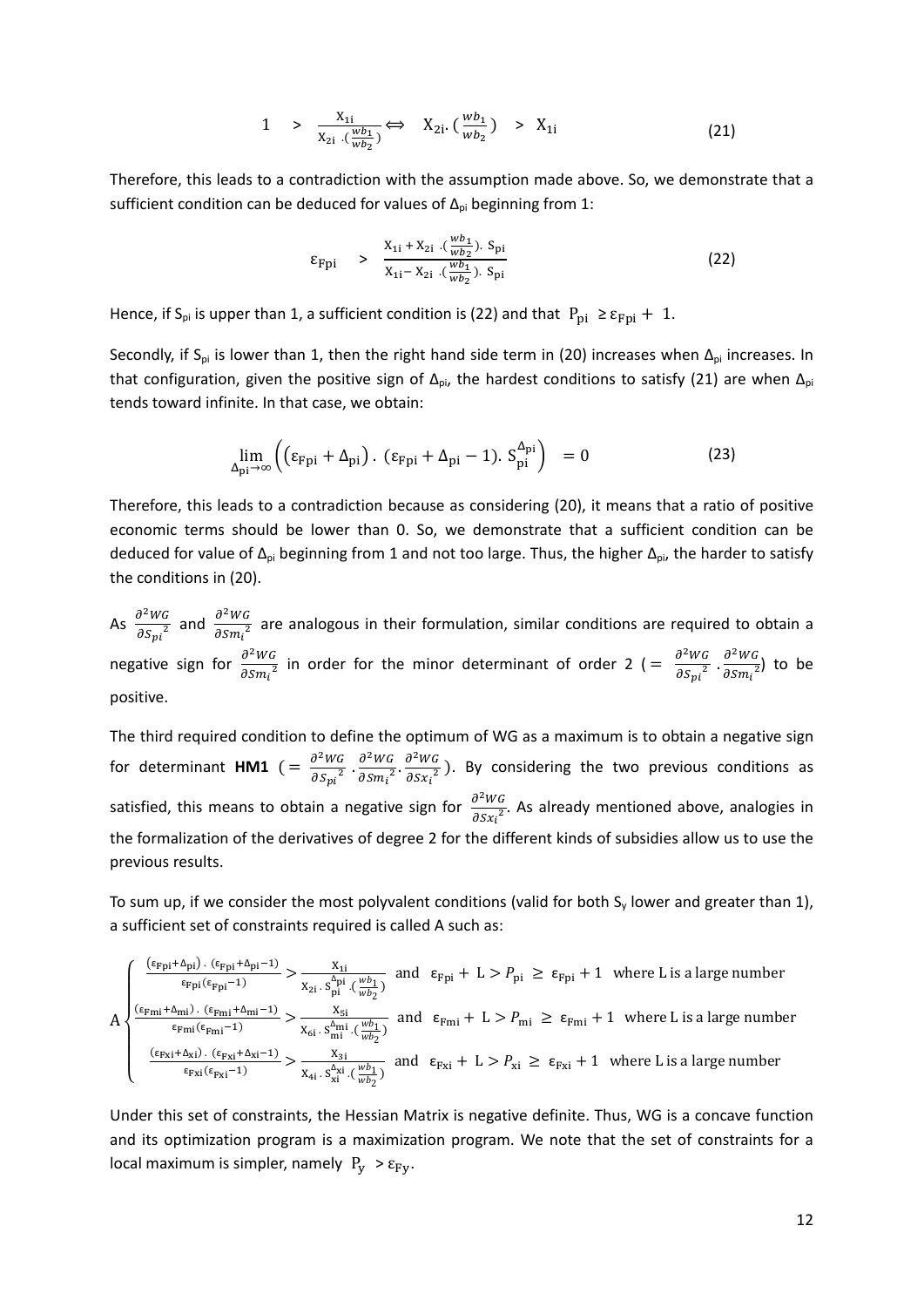$$1 \quad > \quad \frac{X_{1i}}{X_{2i}\cdot(\frac{wb_1}{wb_2})} \Leftrightarrow \quad X_{2i}\cdot(\frac{wb_1}{wb_2}) \quad > \quad X_{1i} \tag{21}$$

Therefore, this leads to a contradiction with the assumption made above. So, we demonstrate that a sufficient condition can be deduced for values of $\Delta_{pi}$ beginning from 1:

$$\varepsilon_{Fpi} \quad > \quad \frac{X_{1i} + X_{2i}\cdot(\frac{wb_1}{wb_2}).\ S_{pi}}{X_{1i} - X_{2i}\cdot(\frac{wb_1}{wb_2}).\ S_{pi}} \tag{22}$$

Hence, if $S_{pi}$ is upper than 1, a sufficient condition is (22) and that $P_{pi} \geq \varepsilon_{Fpi} + 1$.

Secondly, if $S_{pi}$ is lower than 1, then the right hand side term in (20) increases when $\Delta_{pi}$ increases. In that configuration, given the positive sign of $\Delta_{pi}$, the hardest conditions to satisfy (21) are when $\Delta_{pi}$ tends toward infinite. In that case, we obtain:

$$\lim_{\Delta_{pi}\to\infty}\left(\left(\varepsilon_{Fpi} + \Delta_{pi}\right).\ (\varepsilon_{Fpi} + \Delta_{pi} - 1).\ S_{pi}^{\Delta_{pi}}\right) \quad = 0 \tag{23}$$

Therefore, this leads to a contradiction because as considering (20), it means that a ratio of positive economic terms should be lower than 0. So, we demonstrate that a sufficient condition can be deduced for value of $\Delta_{pi}$ beginning from 1 and not too large. Thus, the higher $\Delta_{pi}$, the harder to satisfy the conditions in (20).

As $\frac{\partial^2 WG}{\partial S_{pi}{}^2}$ and $\frac{\partial^2 WG}{\partial Sm_i{}^2}$ are analogous in their formulation, similar conditions are required to obtain a negative sign for $\frac{\partial^2 WG}{\partial Sm_i{}^2}$ in order for the minor determinant of order 2 ($= \frac{\partial^2 WG}{\partial S_{pi}{}^2}\cdot\frac{\partial^2 WG}{\partial Sm_i{}^2}$) to be positive.

The third required condition to define the optimum of WG as a maximum is to obtain a negative sign for determinant **HM1** ($= \frac{\partial^2 WG}{\partial S_{pi}{}^2}\cdot\frac{\partial^2 WG}{\partial Sm_i{}^2}\cdot\frac{\partial^2 WG}{\partial Sx_i{}^2}$). By considering the two previous conditions as satisfied, this means to obtain a negative sign for $\frac{\partial^2 WG}{\partial Sx_i{}^2}$. As already mentioned above, analogies in the formalization of the derivatives of degree 2 for the different kinds of subsidies allow us to use the previous results.

To sum up, if we consider the most polyvalent conditions (valid for both $S_y$ lower and greater than 1), a sufficient set of constraints required is called A such as:

$$A\begin{cases} \frac{(\varepsilon_{Fpi}+\Delta_{pi})\,.\,(\varepsilon_{Fpi}+\Delta_{pi}-1)}{\varepsilon_{Fpi}(\varepsilon_{Fpi}-1)} > \frac{X_{1i}}{X_{2i}\,.\,S_{pi}^{\Delta_{pi}}\,.(\frac{wb_1}{wb_2})} \text{ and } \varepsilon_{Fpi} + L > P_{pi} \geq \varepsilon_{Fpi} + 1 \text{ where L is a large number} \\ \frac{(\varepsilon_{Fmi}+\Delta_{mi})\,.\,(\varepsilon_{Fmi}+\Delta_{mi}-1)}{\varepsilon_{Fmi}(\varepsilon_{Fmi}-1)} > \frac{X_{5i}}{X_{6i}\,.\,S_{mi}^{\Delta_{mi}}\,.(\frac{wb_1}{wb_2})} \text{ and } \varepsilon_{Fmi} + L > P_{mi} \geq \varepsilon_{Fmi} + 1 \text{ where L is a large number} \\ \frac{(\varepsilon_{Fxi}+\Delta_{xi})\,.\,(\varepsilon_{Fxi}+\Delta_{xi}-1)}{\varepsilon_{Fxi}(\varepsilon_{Fxi}-1)} > \frac{X_{3i}}{X_{4i}\,.\,S_{xi}^{\Delta_{xi}}\,.(\frac{wb_1}{wb_2})} \text{ and } \varepsilon_{Fxi} + L > P_{xi} \geq \varepsilon_{Fxi} + 1 \text{ where L is a large number} \end{cases}$$

Under this set of constraints, the Hessian Matrix is negative definite. Thus, WG is a concave function and its optimization program is a maximization program. We note that the set of constraints for a local maximum is simpler, namely $P_y > \varepsilon_{Fy}$.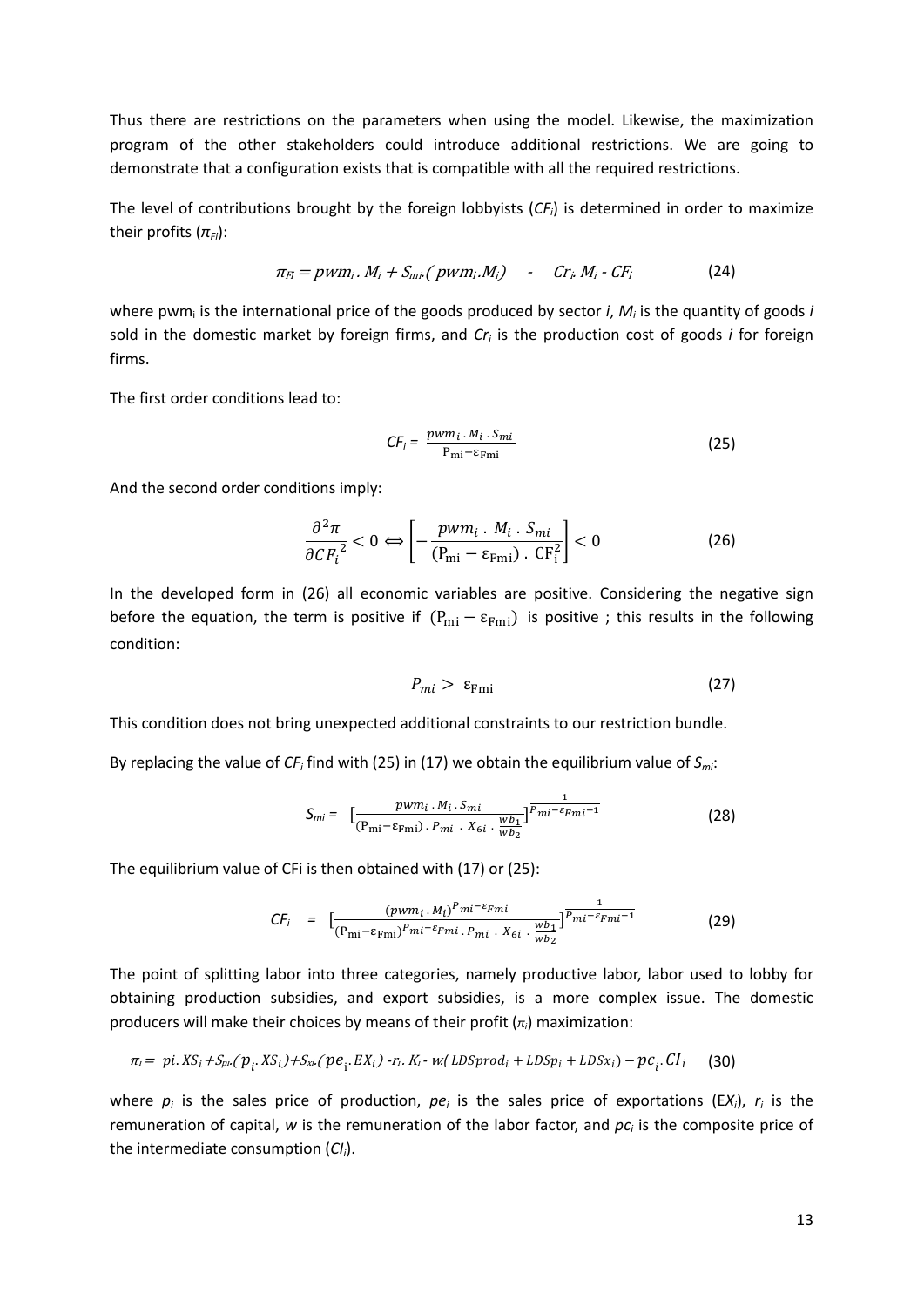Thus there are restrictions on the parameters when using the model. Likewise, the maximization program of the other stakeholders could introduce additional restrictions. We are going to demonstrate that a configuration exists that is compatible with all the required restrictions.

The level of contributions brought by the foreign lobbyists ($CF_i$) is determined in order to maximize their profits ($\pi_{Fi}$):

$$\pi_{Fi} = pwm_i . M_i + S_{mi} . ( pwm_i . M_i) \quad - \quad Cr_i . M_i - CF_i \tag{24}$$

where $pwm_i$ is the international price of the goods produced by sector $i$, $M_i$ is the quantity of goods $i$ sold in the domestic market by foreign firms, and $Cr_i$ is the production cost of goods $i$ for foreign firms.

The first order conditions lead to:

$$CF_i = \frac{pwm_i . M_i . S_{mi}}{\mathrm{P_{mi}} - \varepsilon_{\mathrm{Fmi}}} \tag{25}$$

And the second order conditions imply:

$$\frac{\partial^2 \pi}{\partial {CF_i}^2} < 0 \Leftrightarrow \left[ -\frac{pwm_i \, . \, M_i \, . \, S_{mi}}{(\mathrm{P_{mi}} - \varepsilon_{\mathrm{Fmi}}) \, . \, \mathrm{CF_i^2}} \right] < 0 \tag{26}$$

In the developed form in (26) all economic variables are positive. Considering the negative sign before the equation, the term is positive if $(\mathrm{P_{mi}} - \varepsilon_{\mathrm{Fmi}})$ is positive ; this results in the following condition:

$$P_{mi} > \varepsilon_{\mathrm{Fmi}} \tag{27}$$

This condition does not bring unexpected additional constraints to our restriction bundle.

By replacing the value of $CF_i$ find with (25) in (17) we obtain the equilibrium value of $S_{mi}$:

$$S_{mi} = \left[ \frac{pwm_i \, . \, M_i \, . \, S_{mi}}{(\mathrm{P_{mi}} - \varepsilon_{\mathrm{Fmi}}) \, . \, P_{mi} \, . \, X_{6i} \, . \, \frac{wb_1}{wb_2}} \right]^{\frac{1}{P_{mi} - \varepsilon_{Fmi} - 1}} \tag{28}$$

The equilibrium value of CFi is then obtained with (17) or (25):

$$CF_i = \left[ \frac{(pwm_i \, . \, M_i)^{P_{mi} - \varepsilon_{Fmi}}}{(\mathrm{P_{mi}} - \varepsilon_{\mathrm{Fmi}})^{P_{mi} - \varepsilon_{Fmi}} \, . \, P_{mi} \, . \, X_{6i} \, . \, \frac{wb_1}{wb_2}} \right]^{\frac{1}{P_{mi} - \varepsilon_{Fmi} - 1}} \tag{29}$$

The point of splitting labor into three categories, namely productive labor, labor used to lobby for obtaining production subsidies, and export subsidies, is a more complex issue. The domestic producers will make their choices by means of their profit ($\pi_i$) maximization:

$$\pi_i = pi . XS_i + S_{pi} . (p_i . XS_i) + S_{xi} . (pe_i . EX_i) - r_i . K_i - w . (LDSprod_i + LDSp_i + LDSx_i) - pc_i . CI_i \tag{30}$$

where $p_i$ is the sales price of production, $pe_i$ is the sales price of exportations ($EX_i$), $r_i$ is the remuneration of capital, $w$ is the remuneration of the labor factor, and $pc_i$ is the composite price of the intermediate consumption ($CI_i$).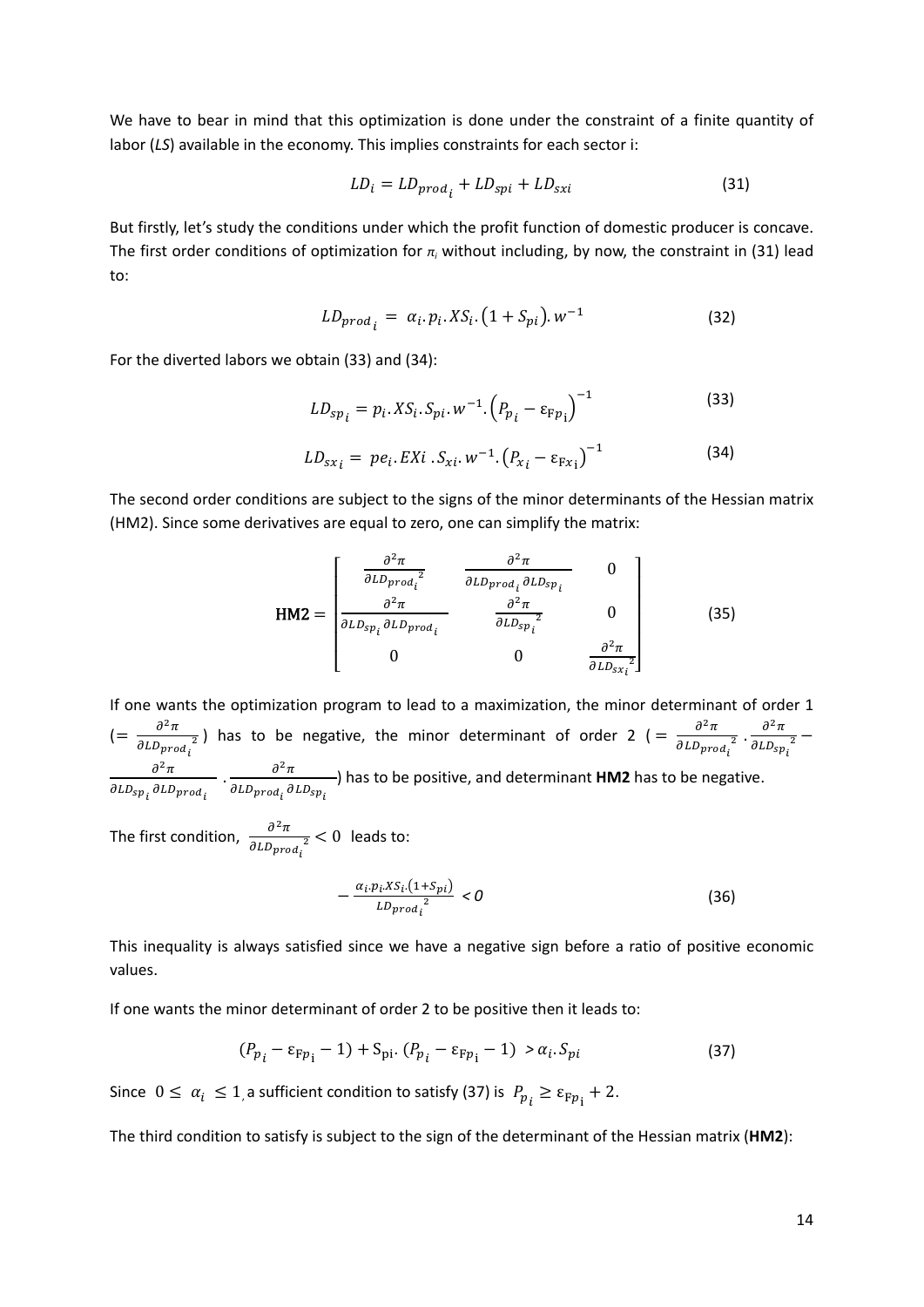We have to bear in mind that this optimization is done under the constraint of a finite quantity of labor (*LS*) available in the economy. This implies constraints for each sector i:

$$LD_i = LD_{prod_i} + LD_{spi} + LD_{sxi} \tag{31}$$

But firstly, let's study the conditions under which the profit function of domestic producer is concave. The first order conditions of optimization for $\pi_i$ without including, by now, the constraint in (31) lead to:

$$LD_{prod_i} = \alpha_i . p_i . XS_i . (1 + S_{pi}) . w^{-1} \tag{32}$$

For the diverted labors we obtain (33) and (34):

$$LD_{sp_i} = p_i . XS_i . S_{pi} . w^{-1} . \left(P_{p_i} - \varepsilon_{Fp_i}\right)^{-1} \tag{33}$$

$$LD_{sx_i} = pe_i . EXi . S_{xi} . w^{-1} . \left(P_{x_i} - \varepsilon_{Fx_i}\right)^{-1} \tag{34}$$

The second order conditions are subject to the signs of the minor determinants of the Hessian matrix (HM2). Since some derivatives are equal to zero, one can simplify the matrix:

$$\mathbf{HM2} = \begin{bmatrix} \frac{\partial^2 \pi}{\partial LD_{prod_i}^{\ 2}} & \frac{\partial^2 \pi}{\partial LD_{prod_i} \partial LD_{sp_i}} & 0 \\ \frac{\partial^2 \pi}{\partial LD_{sp_i} \partial LD_{prod_i}} & \frac{\partial^2 \pi}{\partial LD_{sp_i}^{\ 2}} & 0 \\ 0 & 0 & \frac{\partial^2 \pi}{\partial LD_{sx_i}^{\ 2}} \end{bmatrix} \tag{35}$$

If one wants the optimization program to lead to a maximization, the minor determinant of order 1 ($= \frac{\partial^2 \pi}{\partial LD_{prod_i}^{\ 2}}$) has to be negative, the minor determinant of order 2 ($= \frac{\partial^2 \pi}{\partial LD_{prod_i}^{\ 2}} . \frac{\partial^2 \pi}{\partial LD_{sp_i}^{\ 2}} - \frac{\partial^2 \pi}{\partial LD_{sp_i} \partial LD_{prod_i}} . \frac{\partial^2 \pi}{\partial LD_{prod_i} \partial LD_{sp_i}}$) has to be positive, and determinant **HM2** has to be negative.

The first condition, $\frac{\partial^2 \pi}{\partial LD_{prod_i}^{\ 2}} < 0$ leads to:

$$-\frac{\alpha_i . p_i . XS_i . (1 + S_{pi})}{LD_{prod_i}^{\ 2}} < 0 \tag{36}$$

This inequality is always satisfied since we have a negative sign before a ratio of positive economic values.

If one wants the minor determinant of order 2 to be positive then it leads to:

$$(P_{p_i} - \varepsilon_{Fp_i} - 1) + S_{pi} . (P_{p_i} - \varepsilon_{Fp_i} - 1) > \alpha_i . S_{pi} \tag{37}$$

Since $0 \leq \alpha_i \leq 1$, a sufficient condition to satisfy (37) is $P_{p_i} \geq \varepsilon_{Fp_i} + 2$.

The third condition to satisfy is subject to the sign of the determinant of the Hessian matrix (**HM2**):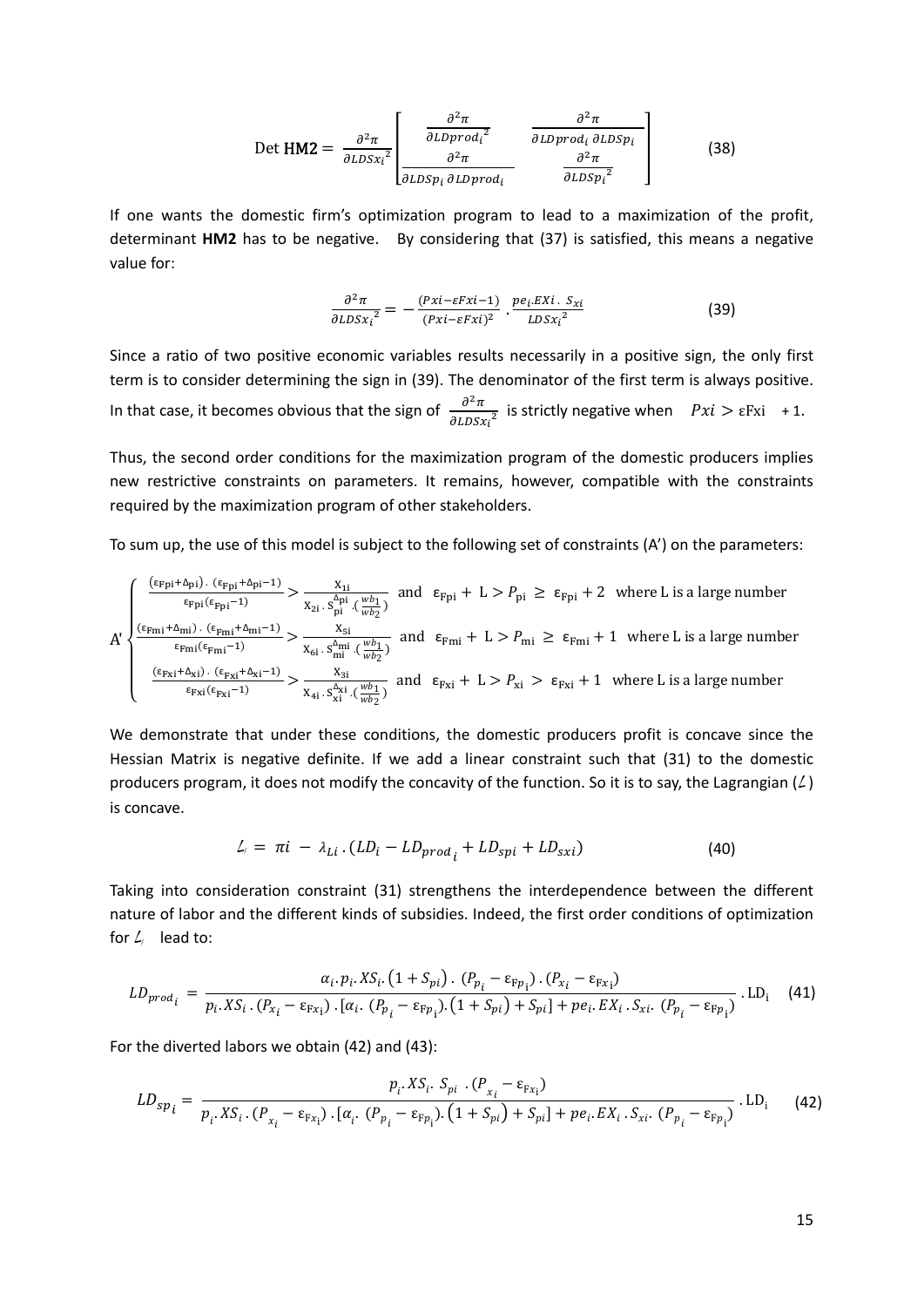$$\text{Det } \mathbf{HM2} = \frac{\partial^2 \pi}{\partial LDSx_i^{\,2}} \begin{bmatrix} \dfrac{\partial^2 \pi}{\partial LDprod_i^{\,2}} & \dfrac{\partial^2 \pi}{\partial LDprod_i\, \partial LDSp_i} \\ \dfrac{\partial^2 \pi}{\partial LDSp_i\, \partial LDprod_i} & \dfrac{\partial^2 \pi}{\partial LDSp_i^{\,2}} \end{bmatrix} \tag{38}$$

If one wants the domestic firm's optimization program to lead to a maximization of the profit, determinant **HM2** has to be negative. By considering that (37) is satisfied, this means a negative value for:

$$\frac{\partial^2 \pi}{\partial LDSx_i^{\,2}} = -\frac{(Pxi - \varepsilon Fxi - 1)}{(Pxi - \varepsilon Fxi)^2} \cdot \frac{pe_i.EXi\,.\,S_{xi}}{LDSx_i^{\,2}} \tag{39}$$

Since a ratio of two positive economic variables results necessarily in a positive sign, the only first term is to consider determining the sign in (39). The denominator of the first term is always positive. In that case, it becomes obvious that the sign of $\frac{\partial^2 \pi}{\partial LDSx_i^{\,2}}$ is strictly negative when $Pxi > \varepsilon\text{Fxi} + 1$.

Thus, the second order conditions for the maximization program of the domestic producers implies new restrictive constraints on parameters. It remains, however, compatible with the constraints required by the maximization program of other stakeholders.

To sum up, the use of this model is subject to the following set of constraints (A') on the parameters:

$$\text{A}' \begin{cases} \dfrac{(\varepsilon_{\text{Fpi}}+\Delta_{\text{pi}})\,.\,(\varepsilon_{\text{Fpi}}+\Delta_{\text{pi}}-1)}{\varepsilon_{\text{Fpi}}(\varepsilon_{\text{Fpi}}-1)} > \dfrac{\text{X}_{1\text{i}}}{\text{X}_{2\text{i}}\,.\,\text{S}_{\text{pi}}^{\Delta_{\text{pi}}}\,.(\frac{wb_1}{wb_2})} \text{ and } \varepsilon_{\text{Fpi}} + \text{L} > P_{\text{pi}} \geq \varepsilon_{\text{Fpi}} + 2 \text{ where L is a large number} \\ \dfrac{(\varepsilon_{\text{Fmi}}+\Delta_{\text{mi}})\,.\,(\varepsilon_{\text{Fmi}}+\Delta_{\text{mi}}-1)}{\varepsilon_{\text{Fmi}}(\varepsilon_{\text{Fmi}}-1)} > \dfrac{\text{X}_{5\text{i}}}{\text{X}_{6\text{i}}\,.\,\text{S}_{\text{mi}}^{\Delta_{\text{mi}}}\,.(\frac{wb_1}{wb_2})} \text{ and } \varepsilon_{\text{Fmi}} + \text{L} > P_{\text{mi}} \geq \varepsilon_{\text{Fmi}} + 1 \text{ where L is a large number} \\ \dfrac{(\varepsilon_{\text{Fxi}}+\Delta_{\text{xi}})\,.\,(\varepsilon_{\text{Fxi}}+\Delta_{\text{xi}}-1)}{\varepsilon_{\text{Fxi}}(\varepsilon_{\text{Fxi}}-1)} > \dfrac{\text{X}_{3\text{i}}}{\text{X}_{4\text{i}}\,.\,\text{S}_{\text{xi}}^{\Delta_{\text{xi}}}\,.(\frac{wb_1}{wb_2})} \text{ and } \varepsilon_{\text{Fxi}} + \text{L} > P_{\text{xi}} > \varepsilon_{\text{Fxi}} + 1 \text{ where L is a large number} \end{cases}$$

We demonstrate that under these conditions, the domestic producers profit is concave since the Hessian Matrix is negative definite. If we add a linear constraint such that (31) to the domestic producers program, it does not modify the concavity of the function. So it is to say, the Lagrangian ($\mathcal{L}$) is concave.

$$\mathcal{L}_i = \pi i - \lambda_{Li}\,.\,(LD_i - LD_{prod_i} + LD_{spi} + LD_{sxi}) \tag{40}$$

Taking into consideration constraint (31) strengthens the interdependence between the different nature of labor and the different kinds of subsidies. Indeed, the first order conditions of optimization for $\mathcal{L}_i$ lead to:

$$LD_{prod_i} = \frac{\alpha_i.p_i.XS_i.\left(1+S_{pi}\right).\,(P_{p_i} - \varepsilon_{\text{Fp}_\text{i}})\,.\,(P_{x_i} - \varepsilon_{\text{Fx}_\text{i}})}{p_i.XS_i\,.\,(P_{x_i} - \varepsilon_{\text{Fx}_\text{i}})\,.\,[\alpha_i.\,(P_{p_i} - \varepsilon_{\text{Fp}_\text{i}}).\left(1+S_{pi}\right) + S_{pi}] + pe_i.EX_i\,.\,S_{xi}.\,(P_{p_i} - \varepsilon_{\text{Fp}_\text{i}})}\,.\,\text{LD}_\text{i} \tag{41}$$

For the diverted labors we obtain (42) and (43):

$$LD_{sp_i} = \frac{p_i.XS_i.\,S_{pi}\,.\,(P_{x_i} - \varepsilon_{\text{Fx}_\text{i}})}{p_i.XS_i\,.\,(P_{x_i} - \varepsilon_{\text{Fx}_\text{i}})\,.\,[\alpha_i.\,(P_{p_i} - \varepsilon_{\text{Fp}_\text{i}}).\left(1+S_{pi}\right) + S_{pi}] + pe_i.EX_i\,.\,S_{xi}.\,(P_{p_i} - \varepsilon_{\text{Fp}_\text{i}})}\,.\,\text{LD}_\text{i} \tag{42}$$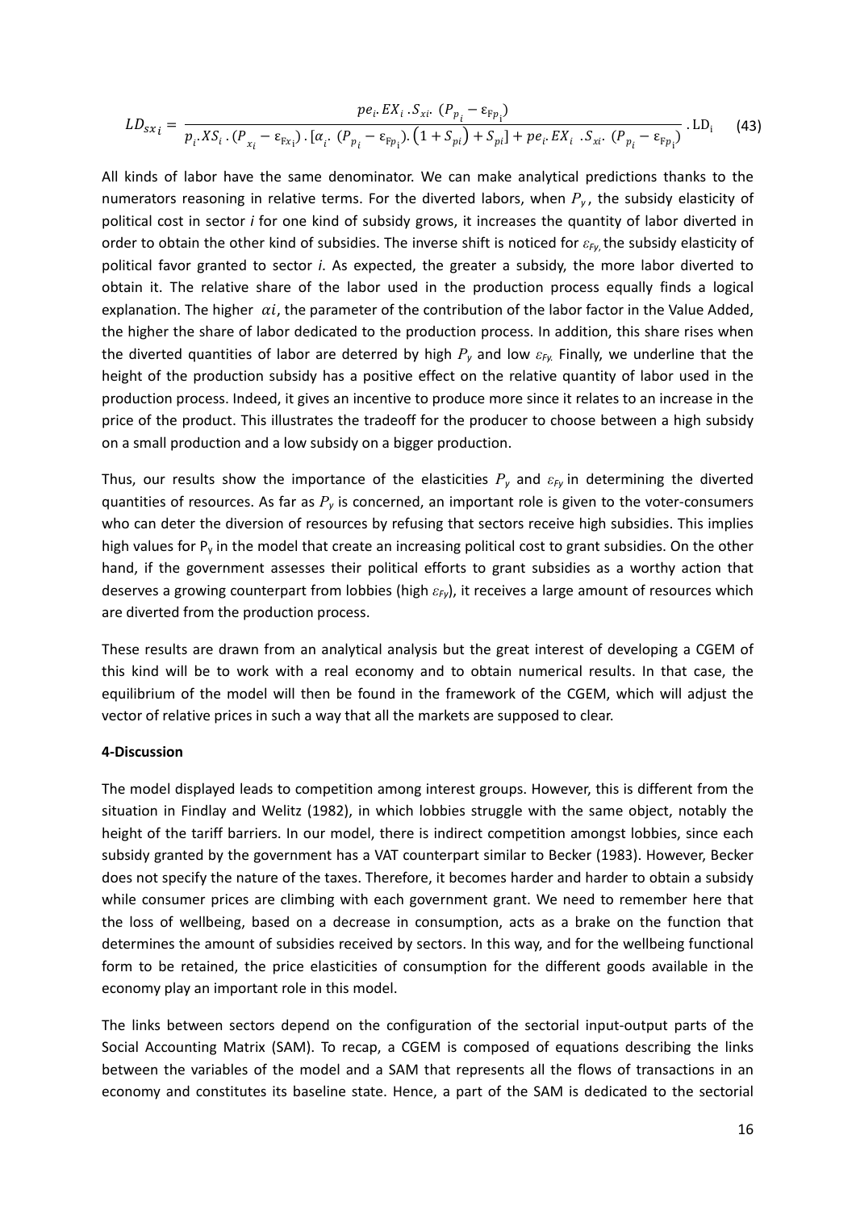$$LD_{sx_i} = \frac{pe_i.EX_i.S_{xi}.(P_{p_i} - \varepsilon_{Fp_i})}{p_i.XS_i.(P_{x_i} - \varepsilon_{Fx_i}).[\alpha_i.(P_{p_i} - \varepsilon_{Fp_i}).(1 + S_{pi}) + S_{pi}] + pe_i.EX_i.S_{xi}.(P_{p_i} - \varepsilon_{Fp_i})}.LD_i \quad (43)$$

All kinds of labor have the same denominator. We can make analytical predictions thanks to the numerators reasoning in relative terms. For the diverted labors, when $P_y$, the subsidy elasticity of political cost in sector *i* for one kind of subsidy grows, it increases the quantity of labor diverted in order to obtain the other kind of subsidies. The inverse shift is noticed for $\varepsilon_{Fy}$, the subsidy elasticity of political favor granted to sector *i*. As expected, the greater a subsidy, the more labor diverted to obtain it. The relative share of the labor used in the production process equally finds a logical explanation. The higher $\alpha i$, the parameter of the contribution of the labor factor in the Value Added, the higher the share of labor dedicated to the production process. In addition, this share rises when the diverted quantities of labor are deterred by high $P_y$ and low $\varepsilon_{Fy}$. Finally, we underline that the height of the production subsidy has a positive effect on the relative quantity of labor used in the production process. Indeed, it gives an incentive to produce more since it relates to an increase in the price of the product. This illustrates the tradeoff for the producer to choose between a high subsidy on a small production and a low subsidy on a bigger production.

Thus, our results show the importance of the elasticities $P_y$ and $\varepsilon_{Fy}$ in determining the diverted quantities of resources. As far as $P_y$ is concerned, an important role is given to the voter-consumers who can deter the diversion of resources by refusing that sectors receive high subsidies. This implies high values for $P_y$ in the model that create an increasing political cost to grant subsidies. On the other hand, if the government assesses their political efforts to grant subsidies as a worthy action that deserves a growing counterpart from lobbies (high $\varepsilon_{Fy}$), it receives a large amount of resources which are diverted from the production process.

These results are drawn from an analytical analysis but the great interest of developing a CGEM of this kind will be to work with a real economy and to obtain numerical results. In that case, the equilibrium of the model will then be found in the framework of the CGEM, which will adjust the vector of relative prices in such a way that all the markets are supposed to clear.

**4-Discussion**

The model displayed leads to competition among interest groups. However, this is different from the situation in Findlay and Welitz (1982), in which lobbies struggle with the same object, notably the height of the tariff barriers. In our model, there is indirect competition amongst lobbies, since each subsidy granted by the government has a VAT counterpart similar to Becker (1983). However, Becker does not specify the nature of the taxes. Therefore, it becomes harder and harder to obtain a subsidy while consumer prices are climbing with each government grant. We need to remember here that the loss of wellbeing, based on a decrease in consumption, acts as a brake on the function that determines the amount of subsidies received by sectors. In this way, and for the wellbeing functional form to be retained, the price elasticities of consumption for the different goods available in the economy play an important role in this model.

The links between sectors depend on the configuration of the sectorial input-output parts of the Social Accounting Matrix (SAM). To recap, a CGEM is composed of equations describing the links between the variables of the model and a SAM that represents all the flows of transactions in an economy and constitutes its baseline state. Hence, a part of the SAM is dedicated to the sectorial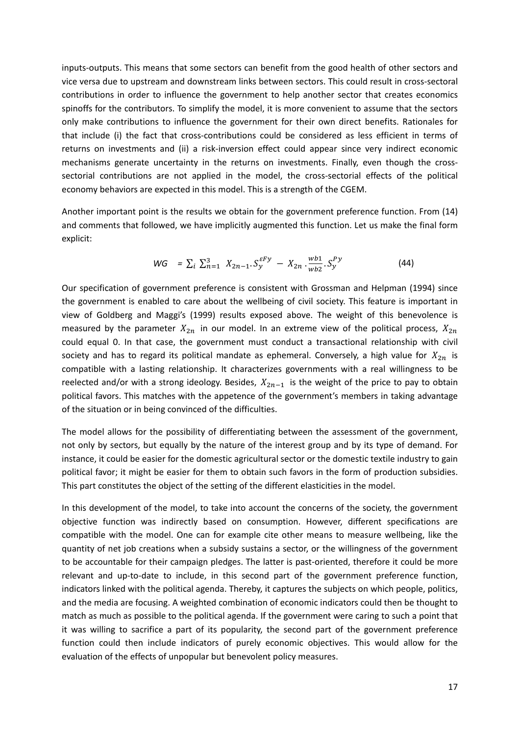inputs-outputs. This means that some sectors can benefit from the good health of other sectors and vice versa due to upstream and downstream links between sectors. This could result in cross-sectoral contributions in order to influence the government to help another sector that creates economics spinoffs for the contributors. To simplify the model, it is more convenient to assume that the sectors only make contributions to influence the government for their own direct benefits. Rationales for that include (i) the fact that cross-contributions could be considered as less efficient in terms of returns on investments and (ii) a risk-inversion effect could appear since very indirect economic mechanisms generate uncertainty in the returns on investments. Finally, even though the cross-sectorial contributions are not applied in the model, the cross-sectorial effects of the political economy behaviors are expected in this model. This is a strength of the CGEM.

Another important point is the results we obtain for the government preference function. From (14) and comments that followed, we have implicitly augmented this function. Let us make the final form explicit:

$$WG \;=\; \sum_i \sum_{n=1}^{3} \; X_{2n-1}.S_y^{\varepsilon Fy} \;-\; X_{2n}.\frac{wb1}{wb2}.S_y^{Py} \qquad (44)$$

Our specification of government preference is consistent with Grossman and Helpman (1994) since the government is enabled to care about the wellbeing of civil society. This feature is important in view of Goldberg and Maggi's (1999) results exposed above. The weight of this benevolence is measured by the parameter $X_{2n}$ in our model. In an extreme view of the political process, $X_{2n}$ could equal 0. In that case, the government must conduct a transactional relationship with civil society and has to regard its political mandate as ephemeral. Conversely, a high value for $X_{2n}$ is compatible with a lasting relationship. It characterizes governments with a real willingness to be reelected and/or with a strong ideology. Besides, $X_{2n-1}$ is the weight of the price to pay to obtain political favors. This matches with the appetence of the government's members in taking advantage of the situation or in being convinced of the difficulties.

The model allows for the possibility of differentiating between the assessment of the government, not only by sectors, but equally by the nature of the interest group and by its type of demand. For instance, it could be easier for the domestic agricultural sector or the domestic textile industry to gain political favor; it might be easier for them to obtain such favors in the form of production subsidies. This part constitutes the object of the setting of the different elasticities in the model.

In this development of the model, to take into account the concerns of the society, the government objective function was indirectly based on consumption. However, different specifications are compatible with the model. One can for example cite other means to measure wellbeing, like the quantity of net job creations when a subsidy sustains a sector, or the willingness of the government to be accountable for their campaign pledges. The latter is past-oriented, therefore it could be more relevant and up-to-date to include, in this second part of the government preference function, indicators linked with the political agenda. Thereby, it captures the subjects on which people, politics, and the media are focusing. A weighted combination of economic indicators could then be thought to match as much as possible to the political agenda. If the government were caring to such a point that it was willing to sacrifice a part of its popularity, the second part of the government preference function could then include indicators of purely economic objectives. This would allow for the evaluation of the effects of unpopular but benevolent policy measures.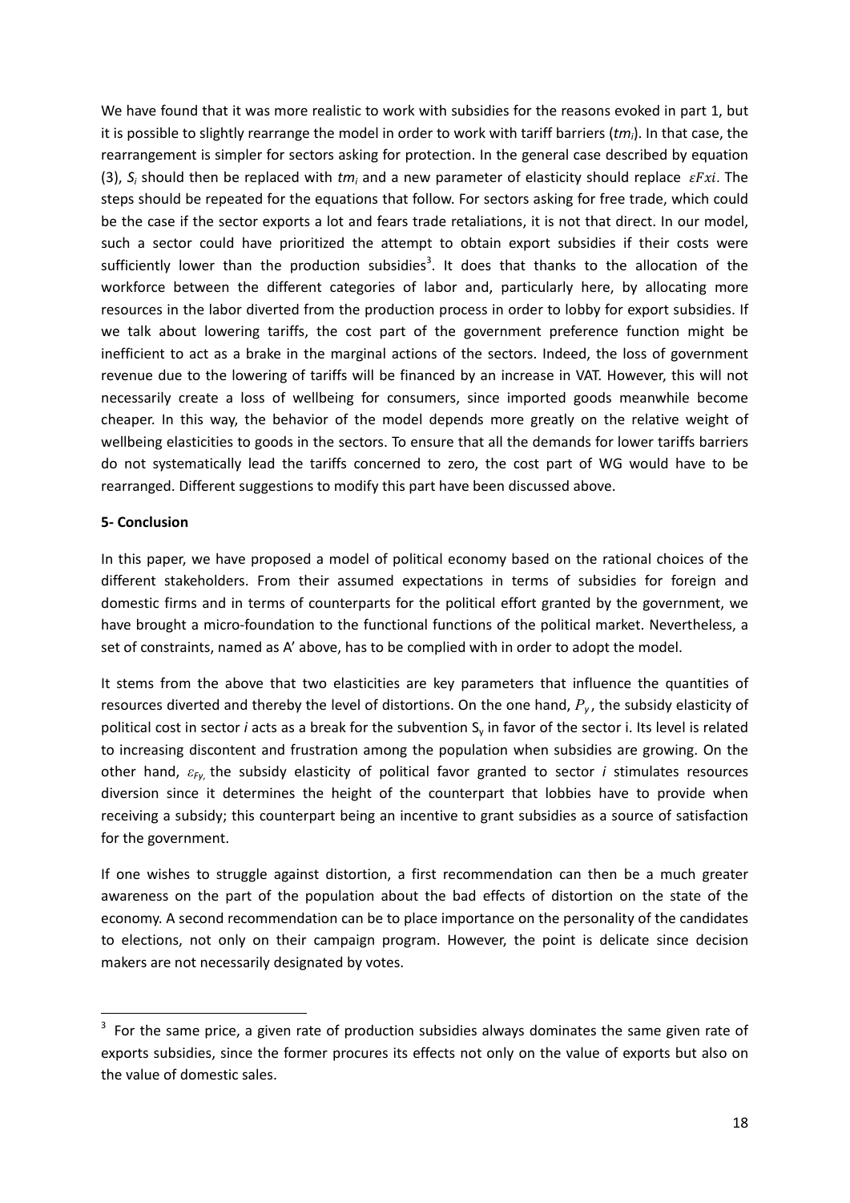We have found that it was more realistic to work with subsidies for the reasons evoked in part 1, but it is possible to slightly rearrange the model in order to work with tariff barriers ($tm_i$). In that case, the rearrangement is simpler for sectors asking for protection. In the general case described by equation (3), $S_i$ should then be replaced with $tm_i$ and a new parameter of elasticity should replace $\varepsilon Fxi$. The steps should be repeated for the equations that follow. For sectors asking for free trade, which could be the case if the sector exports a lot and fears trade retaliations, it is not that direct. In our model, such a sector could have prioritized the attempt to obtain export subsidies if their costs were sufficiently lower than the production subsidies[3]. It does that thanks to the allocation of the workforce between the different categories of labor and, particularly here, by allocating more resources in the labor diverted from the production process in order to lobby for export subsidies. If we talk about lowering tariffs, the cost part of the government preference function might be inefficient to act as a brake in the marginal actions of the sectors. Indeed, the loss of government revenue due to the lowering of tariffs will be financed by an increase in VAT. However, this will not necessarily create a loss of wellbeing for consumers, since imported goods meanwhile become cheaper. In this way, the behavior of the model depends more greatly on the relative weight of wellbeing elasticities to goods in the sectors. To ensure that all the demands for lower tariffs barriers do not systematically lead the tariffs concerned to zero, the cost part of WG would have to be rearranged. Different suggestions to modify this part have been discussed above.

**5- Conclusion**

In this paper, we have proposed a model of political economy based on the rational choices of the different stakeholders. From their assumed expectations in terms of subsidies for foreign and domestic firms and in terms of counterparts for the political effort granted by the government, we have brought a micro-foundation to the functional functions of the political market. Nevertheless, a set of constraints, named as A' above, has to be complied with in order to adopt the model.

It stems from the above that two elasticities are key parameters that influence the quantities of resources diverted and thereby the level of distortions. On the one hand, $P_y$, the subsidy elasticity of political cost in sector *i* acts as a break for the subvention $S_y$ in favor of the sector i. Its level is related to increasing discontent and frustration among the population when subsidies are growing. On the other hand, $\varepsilon_{Fy}$, the subsidy elasticity of political favor granted to sector *i* stimulates resources diversion since it determines the height of the counterpart that lobbies have to provide when receiving a subsidy; this counterpart being an incentive to grant subsidies as a source of satisfaction for the government.

If one wishes to struggle against distortion, a first recommendation can then be a much greater awareness on the part of the population about the bad effects of distortion on the state of the economy. A second recommendation can be to place importance on the personality of the candidates to elections, not only on their campaign program. However, the point is delicate since decision makers are not necessarily designated by votes.

---

[3] For the same price, a given rate of production subsidies always dominates the same given rate of exports subsidies, since the former procures its effects not only on the value of exports but also on the value of domestic sales.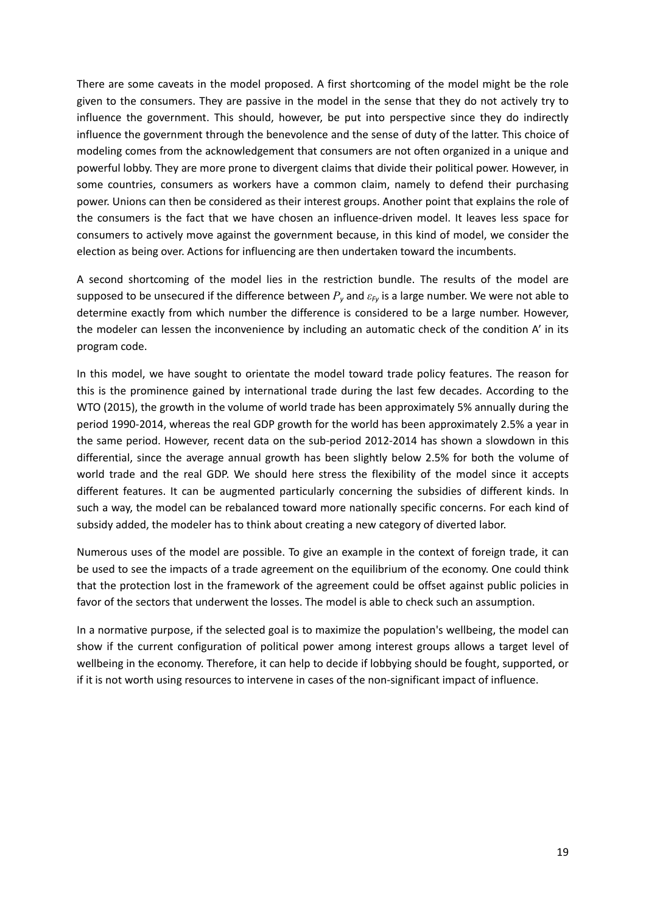There are some caveats in the model proposed. A first shortcoming of the model might be the role given to the consumers. They are passive in the model in the sense that they do not actively try to influence the government. This should, however, be put into perspective since they do indirectly influence the government through the benevolence and the sense of duty of the latter. This choice of modeling comes from the acknowledgement that consumers are not often organized in a unique and powerful lobby. They are more prone to divergent claims that divide their political power. However, in some countries, consumers as workers have a common claim, namely to defend their purchasing power. Unions can then be considered as their interest groups. Another point that explains the role of the consumers is the fact that we have chosen an influence-driven model. It leaves less space for consumers to actively move against the government because, in this kind of model, we consider the election as being over. Actions for influencing are then undertaken toward the incumbents.

A second shortcoming of the model lies in the restriction bundle. The results of the model are supposed to be unsecured if the difference between $P_y$ and $\varepsilon_{Fy}$ is a large number. We were not able to determine exactly from which number the difference is considered to be a large number. However, the modeler can lessen the inconvenience by including an automatic check of the condition A' in its program code.

In this model, we have sought to orientate the model toward trade policy features. The reason for this is the prominence gained by international trade during the last few decades. According to the WTO (2015), the growth in the volume of world trade has been approximately 5% annually during the period 1990-2014, whereas the real GDP growth for the world has been approximately 2.5% a year in the same period. However, recent data on the sub-period 2012-2014 has shown a slowdown in this differential, since the average annual growth has been slightly below 2.5% for both the volume of world trade and the real GDP. We should here stress the flexibility of the model since it accepts different features. It can be augmented particularly concerning the subsidies of different kinds. In such a way, the model can be rebalanced toward more nationally specific concerns. For each kind of subsidy added, the modeler has to think about creating a new category of diverted labor.

Numerous uses of the model are possible. To give an example in the context of foreign trade, it can be used to see the impacts of a trade agreement on the equilibrium of the economy. One could think that the protection lost in the framework of the agreement could be offset against public policies in favor of the sectors that underwent the losses. The model is able to check such an assumption.

In a normative purpose, if the selected goal is to maximize the population's wellbeing, the model can show if the current configuration of political power among interest groups allows a target level of wellbeing in the economy. Therefore, it can help to decide if lobbying should be fought, supported, or if it is not worth using resources to intervene in cases of the non-significant impact of influence.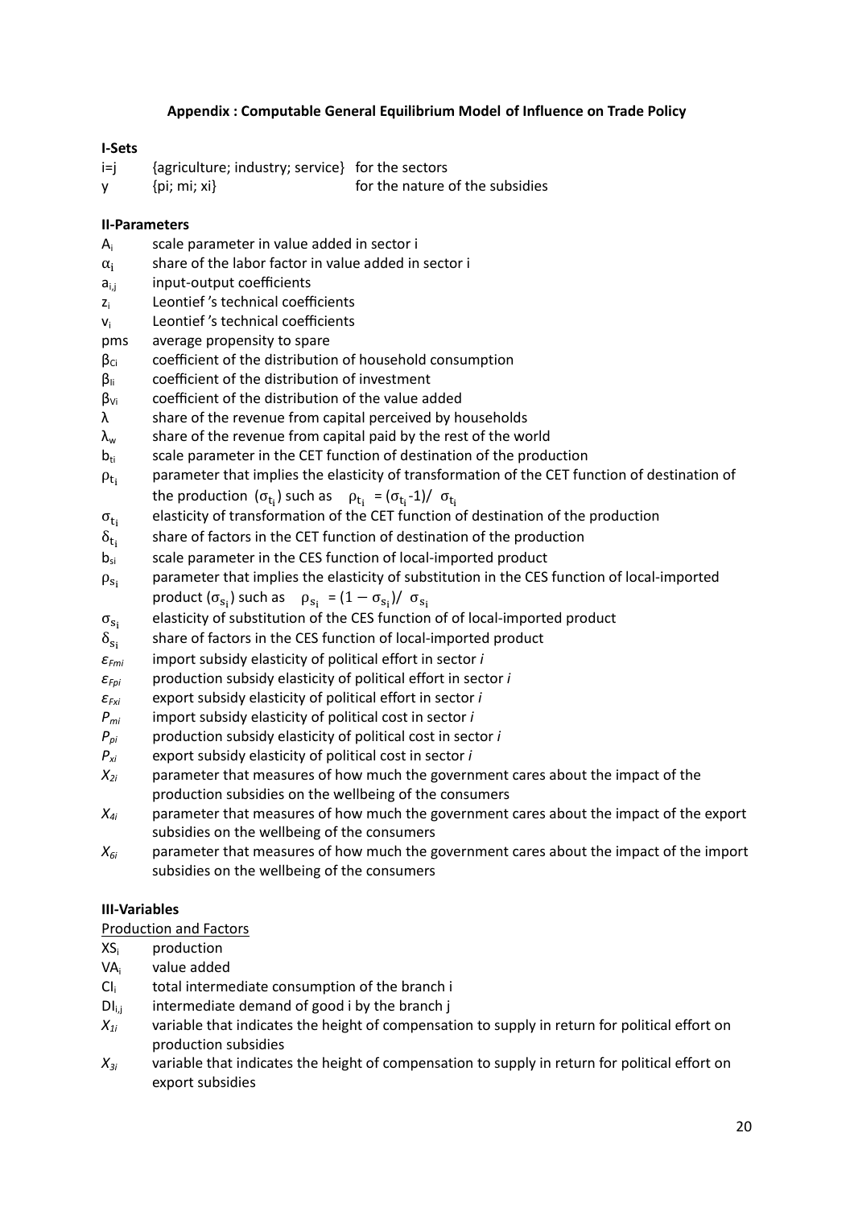## Appendix : Computable General Equilibrium Model of Influence on Trade Policy

### I-Sets

| | | |
|---|---|---|
| i=j | {agriculture; industry; service} | for the sectors |
| y | {pi; mi; xi} | for the nature of the subsidies |

### II-Parameters

- $A_i$ scale parameter in value added in sector i
- $\alpha_i$ share of the labor factor in value added in sector i
- $a_{i,j}$ input-output coefficients
- $z_i$ Leontief 's technical coefficients
- $v_i$ Leontief 's technical coefficients
- pms average propensity to spare
- $\beta_{Ci}$ coefficient of the distribution of household consumption
- $\beta_{Ii}$ coefficient of the distribution of investment
- $\beta_{Vi}$ coefficient of the distribution of the value added
- $\lambda$ share of the revenue from capital perceived by households
- $\lambda_w$ share of the revenue from capital paid by the rest of the world
- $b_{ti}$ scale parameter in the CET function of destination of the production
- $\rho_{t_i}$ parameter that implies the elasticity of transformation of the CET function of destination of the production $(\sigma_{t_i})$ such as $\rho_{t_i} = (\sigma_{t_i}-1)/\ \sigma_{t_i}$
- $\sigma_{t_i}$ elasticity of transformation of the CET function of destination of the production
- $\delta_{t_i}$ share of factors in the CET function of destination of the production
- $b_{si}$ scale parameter in the CES function of local-imported product
- $\rho_{s_i}$ parameter that implies the elasticity of substitution in the CES function of local-imported product $(\sigma_{s_i})$ such as $\rho_{s_i} = (1-\sigma_{s_i})/\ \sigma_{s_i}$
- $\sigma_{s_i}$ elasticity of substitution of the CES function of of local-imported product
- $\delta_{s_i}$ share of factors in the CES function of local-imported product
- $\varepsilon_{Fmi}$ import subsidy elasticity of political effort in sector *i*
- $\varepsilon_{Fpi}$ production subsidy elasticity of political effort in sector *i*
- $\varepsilon_{Fxi}$ export subsidy elasticity of political effort in sector *i*
- $P_{mi}$ import subsidy elasticity of political cost in sector *i*
- $P_{pi}$ production subsidy elasticity of political cost in sector *i*
- $P_{xi}$ export subsidy elasticity of political cost in sector *i*
- $X_{2i}$ parameter that measures of how much the government cares about the impact of the production subsidies on the wellbeing of the consumers
- $X_{4i}$ parameter that measures of how much the government cares about the impact of the export subsidies on the wellbeing of the consumers
- $X_{6i}$ parameter that measures of how much the government cares about the impact of the import subsidies on the wellbeing of the consumers

### III-Variables

Production and Factors

- $XS_i$ production
- $VA_i$ value added
- $CI_i$ total intermediate consumption of the branch i
- $DI_{i,j}$ intermediate demand of good i by the branch j
- $X_{1i}$ variable that indicates the height of compensation to supply in return for political effort on production subsidies
- $X_{3i}$ variable that indicates the height of compensation to supply in return for political effort on export subsidies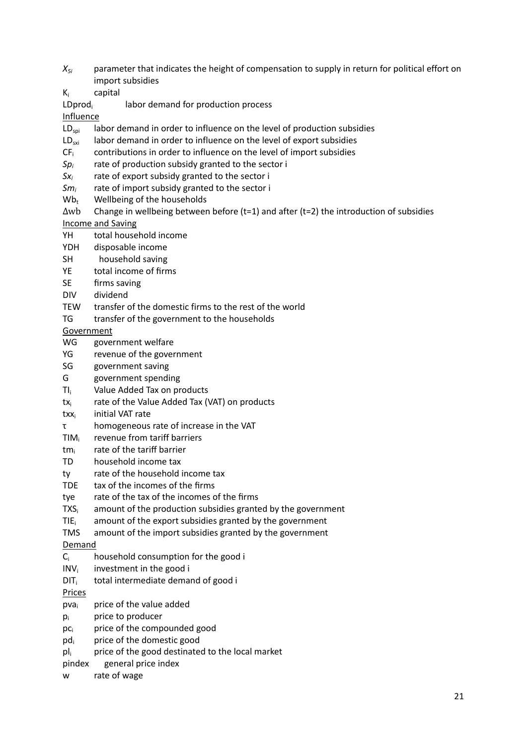$X_{5i}$ parameter that indicates the height of compensation to supply in return for political effort on import subsidies

$K_i$ capital

$LDprod_i$ labor demand for production process

Influence

$LD_{spi}$ labor demand in order to influence on the level of production subsidies

$LD_{sxi}$ labor demand in order to influence on the level of export subsidies

$CF_i$ contributions in order to influence on the level of import subsidies

$Sp_i$ rate of production subsidy granted to the sector i

$Sx_i$ rate of export subsidy granted to the sector i

$Sm_i$ rate of import subsidy granted to the sector i

$Wb_t$ Wellbeing of the households

$\Delta wb$ Change in wellbeing between before (t=1) and after (t=2) the introduction of subsidies

Income and Saving

YH total household income

YDH disposable income

SH household saving

YE total income of firms

SE firms saving

DIV dividend

TEW transfer of the domestic firms to the rest of the world

TG transfer of the government to the households

Government

WG government welfare

YG revenue of the government

SG government saving

G government spending

$TI_i$ Value Added Tax on products

$tx_i$ rate of the Value Added Tax (VAT) on products

$txx_i$ initial VAT rate

$\tau$ homogeneous rate of increase in the VAT

$TIM_i$ revenue from tariff barriers

$tm_i$ rate of the tariff barrier

TD household income tax

ty rate of the household income tax

TDE tax of the incomes of the firms

tye rate of the tax of the incomes of the firms

$TXS_i$ amount of the production subsidies granted by the government

$TIE_i$ amount of the export subsidies granted by the government

TMS amount of the import subsidies granted by the government

Demand

$C_i$ household consumption for the good i

$INV_i$ investment in the good i

$DIT_i$ total intermediate demand of good i

Prices

$pva_i$ price of the value added

$p_i$ price to producer

$pc_i$ price of the compounded good

$pd_i$ price of the domestic good

$pl_i$ price of the good destinated to the local market

pindex general price index

w rate of wage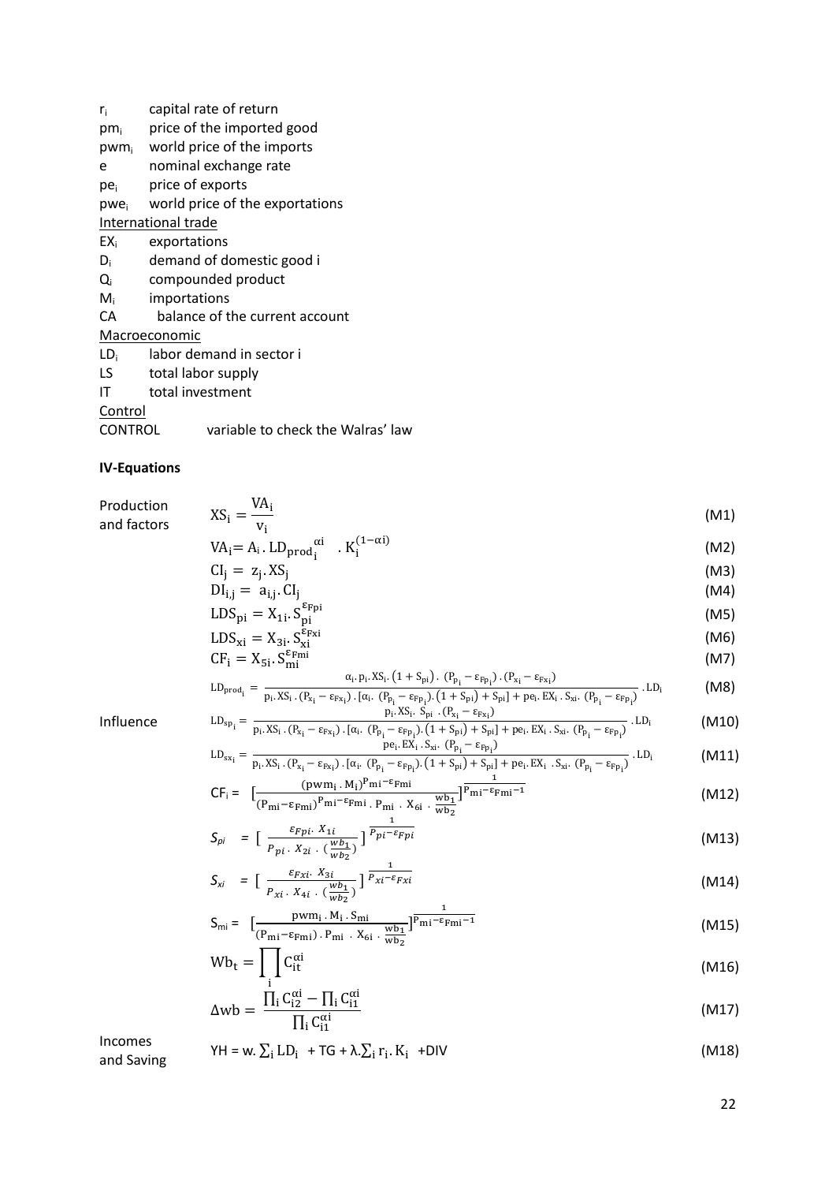| | |
|---|---|
| $r_i$ | capital rate of return |
| $pm_i$ | price of the imported good |
| $pwm_i$ | world price of the imports |
| e | nominal exchange rate |
| $pe_i$ | price of exports |
| $pwe_i$ | world price of the exportations |

<u>International trade</u>

| | |
|---|---|
| $EX_i$ | exportations |
| $D_i$ | demand of domestic good i |
| $Q_i$ | compounded product |
| $M_i$ | importations |
| CA | balance of the current account |

<u>Macroeconomic</u>

| | |
|---|---|
| $LD_i$ | labor demand in sector i |
| LS | total labor supply |
| IT | total investment |

<u>Control</u>

| | |
|---|---|
| CONTROL | variable to check the Walras' law |

**IV-Equations**

Production and factors

$$XS_i = \frac{VA_i}{v_i} \tag{M1}$$

$$VA_i = A_i . LD_{prod_i}^{\alpha i} . K_i^{(1-\alpha i)} \tag{M2}$$

$$CI_j = z_j . XS_j \tag{M3}$$

$$DI_{i,j} = a_{i,j} . CI_j \tag{M4}$$

$$LDS_{pi} = X_{1i} . S_{pi}^{\varepsilon_{Fpi}} \tag{M5}$$

$$LDS_{xi} = X_{3i} . S_{xi}^{\varepsilon_{Fxi}} \tag{M6}$$

$$CF_i = X_{5i} . S_{mi}^{\varepsilon_{Fmi}} \tag{M7}$$

$$LD_{prod_i} = \frac{\alpha_i . p_i . XS_i . (1+S_{pi}) . (P_{p_i} - \varepsilon_{Fp_i}) . (P_{x_i} - \varepsilon_{Fx_i})}{p_i . XS_i . (P_{x_i} - \varepsilon_{Fx_i}) . [\alpha_i . (P_{p_i} - \varepsilon_{Fp_i}) . (1+S_{pi}) + S_{pi}] + pe_i . EX_i . S_{xi} . (P_{p_i} - \varepsilon_{Fp_i})} . LD_i \tag{M8}$$

Influence

$$LD_{sp_i} = \frac{p_i . XS_i . S_{pi} . (P_{x_i} - \varepsilon_{Fx_i})}{p_i . XS_i . (P_{x_i} - \varepsilon_{Fx_i}) . [\alpha_i . (P_{p_i} - \varepsilon_{Fp_i}) . (1+S_{pi}) + S_{pi}] + pe_i . EX_i . S_{xi} . (P_{p_i} - \varepsilon_{Fp_i})} . LD_i \tag{M10}$$

$$LD_{sx_i} = \frac{pe_i . EX_i . S_{xi} . (P_{p_i} - \varepsilon_{Fp_i})}{p_i . XS_i . (P_{x_i} - \varepsilon_{Fx_i}) . [\alpha_i . (P_{p_i} - \varepsilon_{Fp_i}) . (1+S_{pi}) + S_{pi}] + pe_i . EX_i . S_{xi} . (P_{p_i} - \varepsilon_{Fp_i})} . LD_i \tag{M11}$$

$$CF_i = \left[\frac{(pwm_i . M_i)^{P_{mi} - \varepsilon_{Fmi}}}{(P_{mi} - \varepsilon_{Fmi})^{P_{mi} - \varepsilon_{Fmi}} . P_{mi} . X_{6i} . \frac{wb_1}{wb_2}}\right]^{\frac{1}{P_{mi} - \varepsilon_{Fmi} - 1}} \tag{M12}$$

$$S_{pi} = \left[\frac{\varepsilon_{Fpi} . X_{1i}}{P_{pi} . X_{2i} . (\frac{wb_1}{wb_2})}\right]^{\frac{1}{P_{pi} - \varepsilon_{Fpi}}} \tag{M13}$$

$$S_{xi} = \left[\frac{\varepsilon_{Fxi} . X_{3i}}{P_{xi} . X_{4i} . (\frac{wb_1}{wb_2})}\right]^{\frac{1}{P_{xi} - \varepsilon_{Fxi}}} \tag{M14}$$

$$S_{mi} = \left[\frac{pwm_i . M_i . S_{mi}}{(P_{mi} - \varepsilon_{Fmi}) . P_{mi} . X_{6i} . \frac{wb_1}{wb_2}}\right]^{\frac{1}{P_{mi} - \varepsilon_{Fmi} - 1}} \tag{M15}$$

$$Wb_t = \prod_i C_{it}^{\alpha i} \tag{M16}$$

$$\Delta wb = \frac{\prod_i C_{i2}^{\alpha i} - \prod_i C_{i1}^{\alpha i}}{\prod_i C_{i1}^{\alpha i}} \tag{M17}$$

Incomes and Saving

$$YH = w . \sum_i LD_i + TG + \lambda . \sum_i r_i . K_i + DIV \tag{M18}$$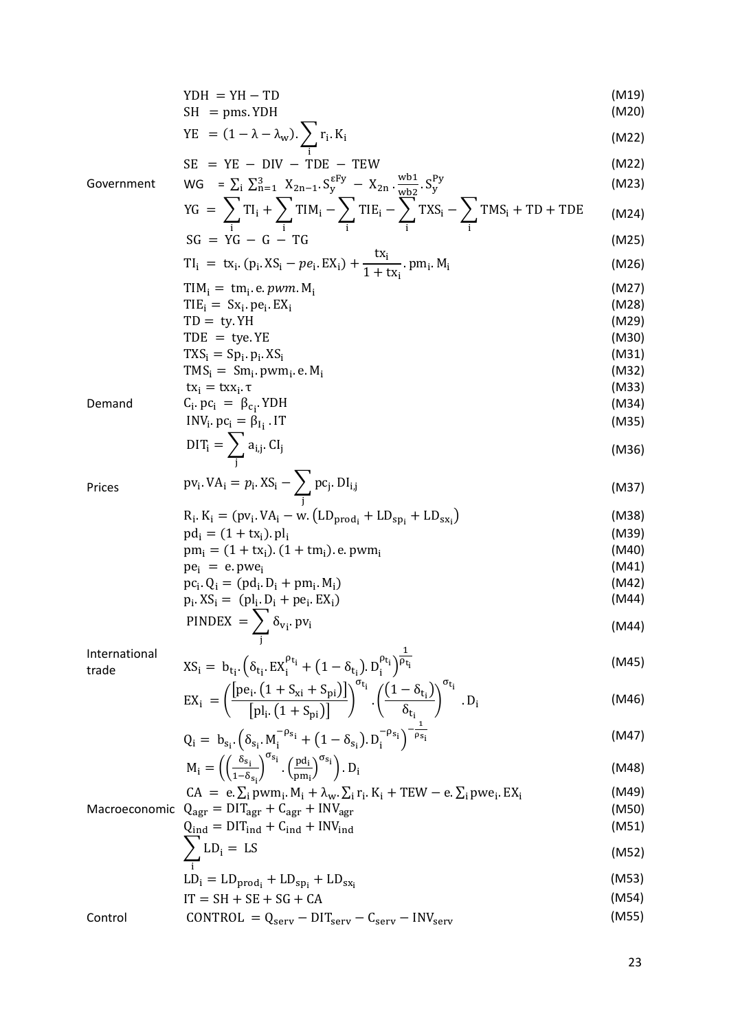$$\mathrm{YDH} = \mathrm{YH} - \mathrm{TD} \tag{M19}$$

$$\mathrm{SH} = \mathrm{pms}.\mathrm{YDH} \tag{M20}$$

$$\mathrm{YE} = (1 - \lambda - \lambda_w).\sum_i r_i.K_i \tag{M22}$$

$$\mathrm{SE} = \mathrm{YE} - \mathrm{DIV} - \mathrm{TDE} - \mathrm{TEW} \tag{M22}$$

**Government**

$$\mathrm{WG} = \sum_i \sum_{n=1}^{3} X_{2n-1}.S_y^{\varepsilon Fy} - X_{2n}.\frac{wb1}{wb2}.S_y^{Py} \tag{M23}$$

$$\mathrm{YG} = \sum_i \mathrm{TI}_i + \sum_i \mathrm{TIM}_i - \sum_i \mathrm{TIE}_i - \sum_i \mathrm{TXS}_i - \sum_i \mathrm{TMS}_i + \mathrm{TD} + \mathrm{TDE} \tag{M24}$$

$$\mathrm{SG} = \mathrm{YG} - \mathrm{G} - \mathrm{TG} \tag{M25}$$

$$\mathrm{TI}_i = tx_i.(p_i.XS_i - pe_i.EX_i) + \frac{tx_i}{1+tx_i}.pm_i.M_i \tag{M26}$$

$$\mathrm{TIM}_i = tm_i.e.pwm.M_i \tag{M27}$$

$$\mathrm{TIE}_i = Sx_i.pe_i.EX_i \tag{M28}$$

$$\mathrm{TD} = ty.\mathrm{YH} \tag{M29}$$

$$\mathrm{TDE} = tye.\mathrm{YE} \tag{M30}$$

$$\mathrm{TXS}_i = Sp_i.p_i.XS_i \tag{M31}$$

$$\mathrm{TMS}_i = Sm_i.pwm_i.e.M_i \tag{M32}$$

$$tx_i = txx_i.\tau \tag{M33}$$

**Demand**

$$C_i.pc_i = \beta_{c_i}.\mathrm{YDH} \tag{M34}$$

$$\mathrm{INV}_i.pc_i = \beta_{I_i}.\mathrm{IT} \tag{M35}$$

$$\mathrm{DIT}_i = \sum_j a_{i,j}.\mathrm{CI}_j \tag{M36}$$

**Prices**

$$pv_i.VA_i = p_i.XS_i - \sum_j pc_j.DI_{i,j} \tag{M37}$$

$$R_i.K_i = (pv_i.VA_i - w.(LD_{prod_i} + LD_{sp_i} + LD_{sx_i}) \tag{M38}$$

$$pd_i = (1 + tx_i).pl_i \tag{M39}$$

$$pm_i = (1 + tx_i).(1 + tm_i).e.pwm_i \tag{M40}$$

$$pe_i = e.pwe_i \tag{M41}$$

$$pc_i.Q_i = (pd_i.D_i + pm_i.M_i) \tag{M42}$$

$$p_i.XS_i = (pl_i.D_i + pe_i.EX_i) \tag{M44}$$

$$\mathrm{PINDEX} = \sum_j \delta_{v_i}.pv_i \tag{M44}$$

**International trade**

$$XS_i = b_{t_i}.\left(\delta_{t_i}.EX_i^{\rho_{t_i}} + (1 - \delta_{t_i}).D_i^{\rho_{t_i}}\right)^{\frac{1}{\rho_{t_i}}} \tag{M45}$$

$$EX_i = \left(\frac{[pe_i.(1 + S_{xi} + S_{pi})]}{[pl_i.(1 + S_{pi})]}\right)^{\sigma_{t_i}}.\left(\frac{(1 - \delta_{t_i})}{\delta_{t_i}}\right)^{\sigma_{t_i}}.D_i \tag{M46}$$

$$Q_i = b_{s_i}.\left(\delta_{s_i}.M_i^{-\rho_{s_i}} + (1 - \delta_{s_i}).D_i^{-\rho_{s_i}}\right)^{-\frac{1}{\rho_{s_i}}} \tag{M47}$$

$$M_i = \left(\left(\frac{\delta_{s_i}}{1-\delta_{s_i}}\right)^{\sigma_{s_i}}.\left(\frac{pd_i}{pm_i}\right)^{\sigma_{s_i}}\right).D_i \tag{M48}$$

$$\mathrm{CA} = e.\sum_i pwm_i.M_i + \lambda_w.\sum_i r_i.K_i + \mathrm{TEW} - e.\sum_i pwe_i.EX_i \tag{M49}$$

**Macroeconomic**

$$Q_{agr} = \mathrm{DIT}_{agr} + C_{agr} + \mathrm{INV}_{agr} \tag{M50}$$

$$Q_{ind} = \mathrm{DIT}_{ind} + C_{ind} + \mathrm{INV}_{ind} \tag{M51}$$

$$\sum_i LD_i = LS \tag{M52}$$

$$LD_i = LD_{prod_i} + LD_{sp_i} + LD_{sx_i} \tag{M53}$$

$$\mathrm{IT} = \mathrm{SH} + \mathrm{SE} + \mathrm{SG} + \mathrm{CA} \tag{M54}$$

**Control**

$$\mathrm{CONTROL} = Q_{serv} - \mathrm{DIT}_{serv} - C_{serv} - \mathrm{INV}_{serv} \tag{M55}$$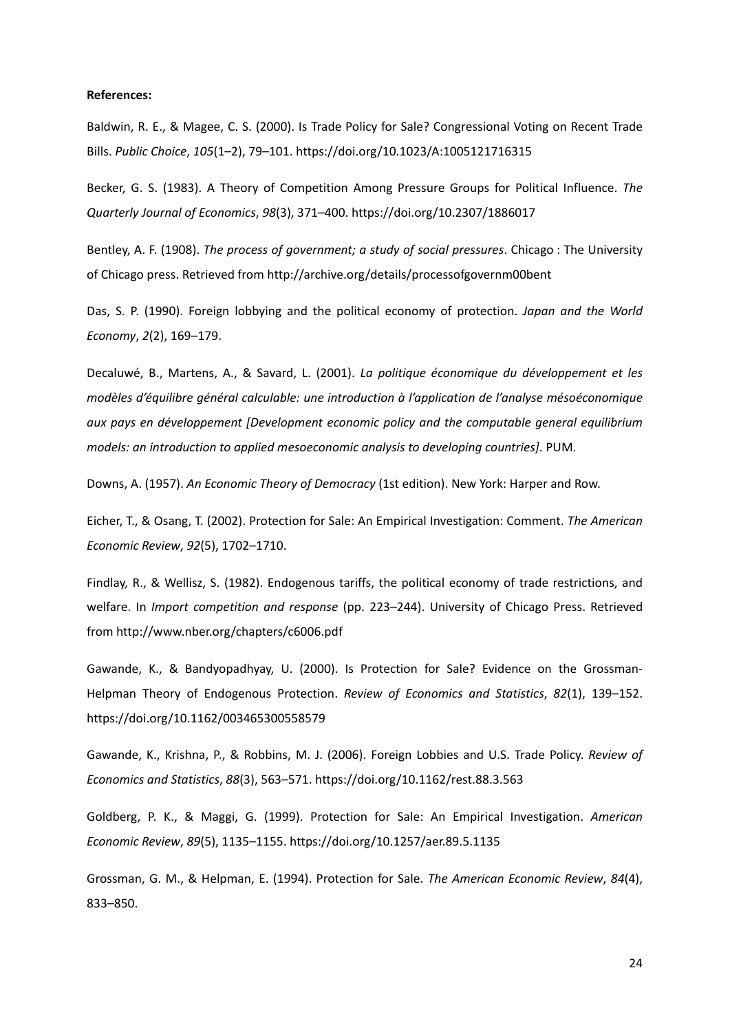**References:**

Baldwin, R. E., & Magee, C. S. (2000). Is Trade Policy for Sale? Congressional Voting on Recent Trade Bills. *Public Choice*, *105*(1–2), 79–101. https://doi.org/10.1023/A:1005121716315

Becker, G. S. (1983). A Theory of Competition Among Pressure Groups for Political Influence. *The Quarterly Journal of Economics*, *98*(3), 371–400. https://doi.org/10.2307/1886017

Bentley, A. F. (1908). *The process of government; a study of social pressures*. Chicago : The University of Chicago press. Retrieved from http://archive.org/details/processofgovernm00bent

Das, S. P. (1990). Foreign lobbying and the political economy of protection. *Japan and the World Economy*, *2*(2), 169–179.

Decaluwé, B., Martens, A., & Savard, L. (2001). *La politique économique du développement et les modèles d'équilibre général calculable: une introduction à l'application de l'analyse mésoéconomique aux pays en développement [Development economic policy and the computable general equilibrium models: an introduction to applied mesoeconomic analysis to developing countries]*. PUM.

Downs, A. (1957). *An Economic Theory of Democracy* (1st edition). New York: Harper and Row.

Eicher, T., & Osang, T. (2002). Protection for Sale: An Empirical Investigation: Comment. *The American Economic Review*, *92*(5), 1702–1710.

Findlay, R., & Wellisz, S. (1982). Endogenous tariffs, the political economy of trade restrictions, and welfare. In *Import competition and response* (pp. 223–244). University of Chicago Press. Retrieved from http://www.nber.org/chapters/c6006.pdf

Gawande, K., & Bandyopadhyay, U. (2000). Is Protection for Sale? Evidence on the Grossman-Helpman Theory of Endogenous Protection. *Review of Economics and Statistics*, *82*(1), 139–152. https://doi.org/10.1162/003465300558579

Gawande, K., Krishna, P., & Robbins, M. J. (2006). Foreign Lobbies and U.S. Trade Policy. *Review of Economics and Statistics*, *88*(3), 563–571. https://doi.org/10.1162/rest.88.3.563

Goldberg, P. K., & Maggi, G. (1999). Protection for Sale: An Empirical Investigation. *American Economic Review*, *89*(5), 1135–1155. https://doi.org/10.1257/aer.89.5.1135

Grossman, G. M., & Helpman, E. (1994). Protection for Sale. *The American Economic Review*, *84*(4), 833–850.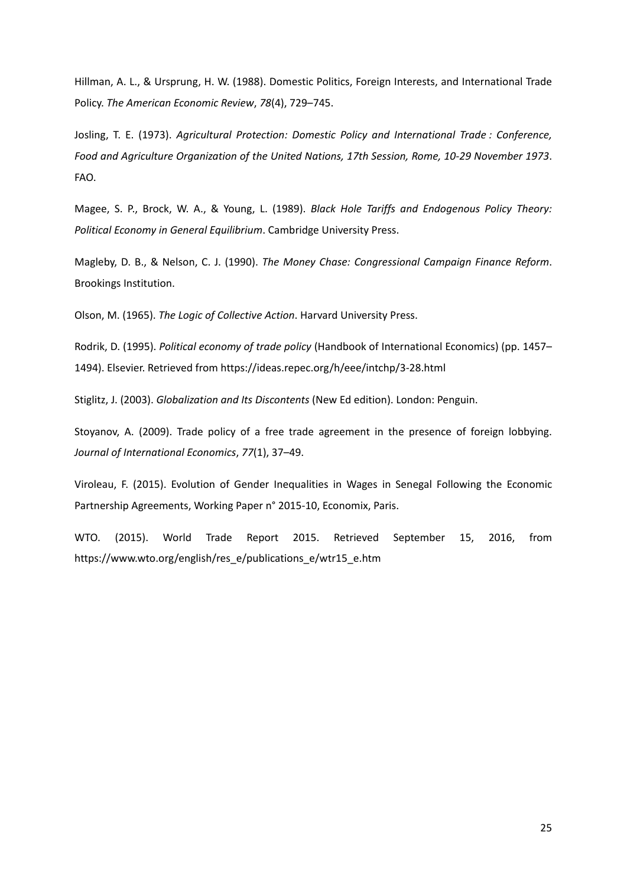Hillman, A. L., & Ursprung, H. W. (1988). Domestic Politics, Foreign Interests, and International Trade Policy. *The American Economic Review*, *78*(4), 729–745.

Josling, T. E. (1973). *Agricultural Protection: Domestic Policy and International Trade : Conference, Food and Agriculture Organization of the United Nations, 17th Session, Rome, 10-29 November 1973*. FAO.

Magee, S. P., Brock, W. A., & Young, L. (1989). *Black Hole Tariffs and Endogenous Policy Theory: Political Economy in General Equilibrium*. Cambridge University Press.

Magleby, D. B., & Nelson, C. J. (1990). *The Money Chase: Congressional Campaign Finance Reform*. Brookings Institution.

Olson, M. (1965). *The Logic of Collective Action*. Harvard University Press.

Rodrik, D. (1995). *Political economy of trade policy* (Handbook of International Economics) (pp. 1457–1494). Elsevier. Retrieved from https://ideas.repec.org/h/eee/intchp/3-28.html

Stiglitz, J. (2003). *Globalization and Its Discontents* (New Ed edition). London: Penguin.

Stoyanov, A. (2009). Trade policy of a free trade agreement in the presence of foreign lobbying. *Journal of International Economics*, *77*(1), 37–49.

Viroleau, F. (2015). Evolution of Gender Inequalities in Wages in Senegal Following the Economic Partnership Agreements, Working Paper n° 2015-10, Economix, Paris.

WTO. (2015). World Trade Report 2015. Retrieved September 15, 2016, from https://www.wto.org/english/res_e/publications_e/wtr15_e.htm